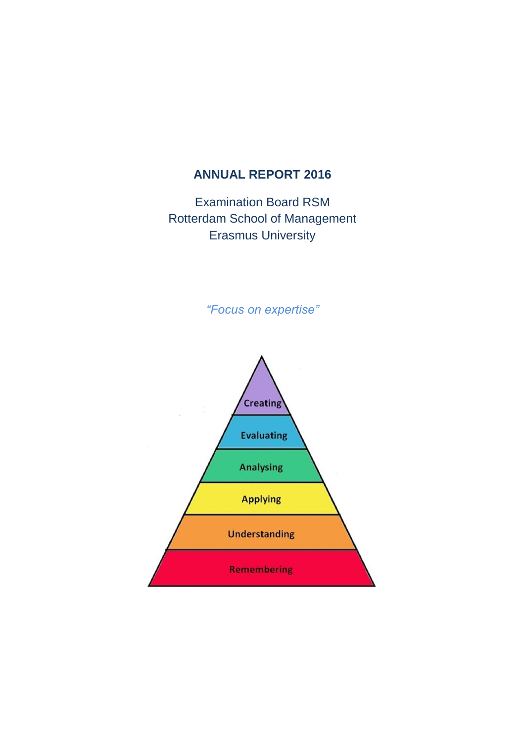# ANNUAL REPORT 2016

Examination Board RSM
Rotterdam School of Management
Erasmus University

*"Focus on expertise"*

Creating

Evaluating

Analysing

Applying

Understanding

Remembering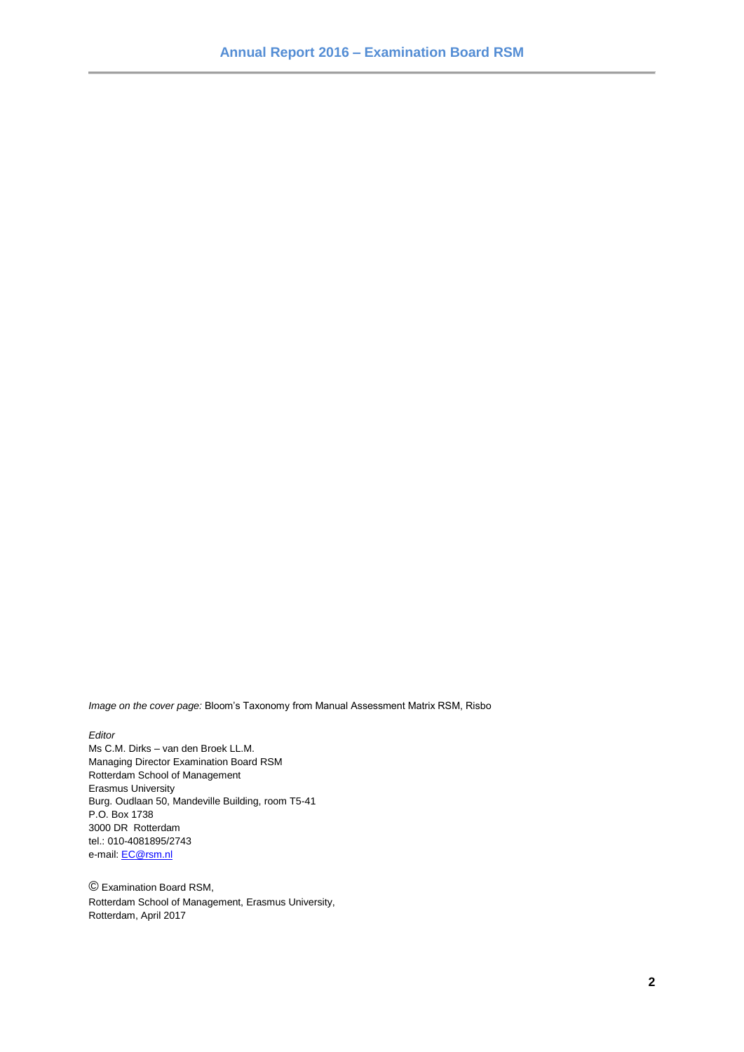*Image on the cover page:* Bloom's Taxonomy from Manual Assessment Matrix RSM, Risbo

*Editor*
Ms C.M. Dirks – van den Broek LL.M.
Managing Director Examination Board RSM
Rotterdam School of Management
Erasmus University
Burg. Oudlaan 50, Mandeville Building, room T5-41
P.O. Box 1738
3000 DR Rotterdam
tel.: 010-4081895/2743
e-mail: EC@rsm.nl

© Examination Board RSM,
Rotterdam School of Management, Erasmus University,
Rotterdam, April 2017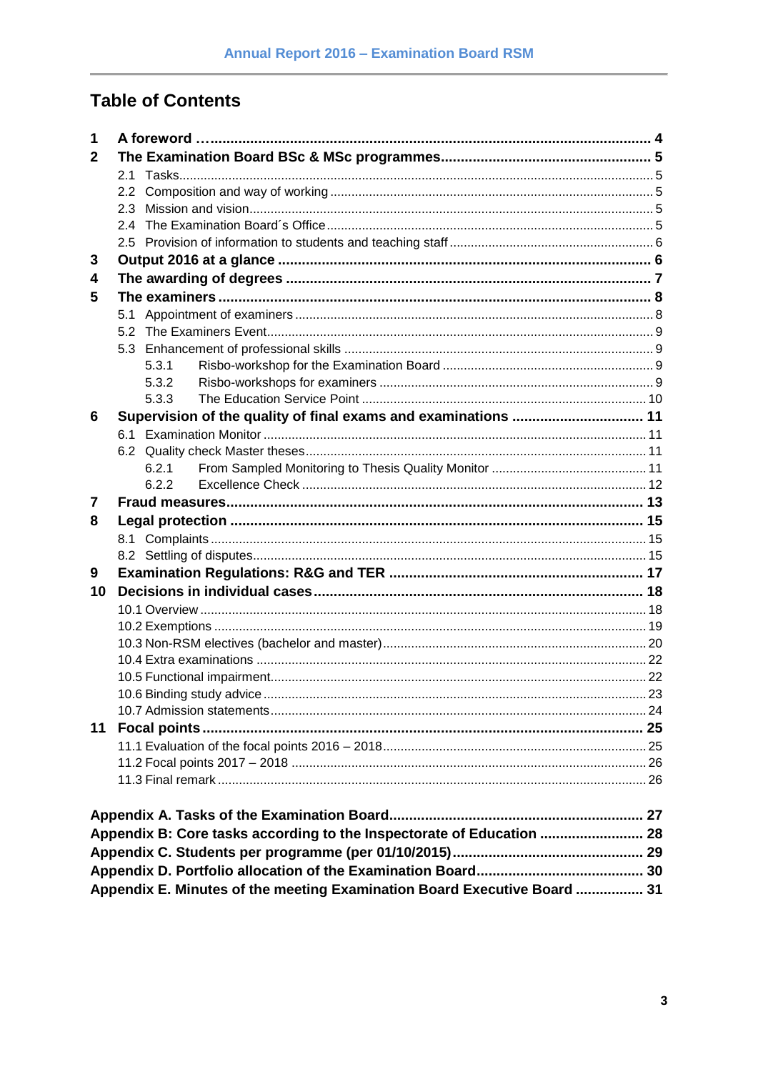# Table of Contents

**1 A foreword … 4**

**2 The Examination Board BSc & MSc programmes 5**

- 2.1 Tasks 5
- 2.2 Composition and way of working 5
- 2.3 Mission and vision 5
- 2.4 The Examination Board´s Office 5
- 2.5 Provision of information to students and teaching staff 6

**3 Output 2016 at a glance 6**

**4 The awarding of degrees 7**

**5 The examiners 8**

- 5.1 Appointment of examiners 8
- 5.2 The Examiners Event 9
- 5.3 Enhancement of professional skills 9
  - 5.3.1 Risbo-workshop for the Examination Board 9
  - 5.3.2 Risbo-workshops for examiners 9
  - 5.3.3 The Education Service Point 10

**6 Supervision of the quality of final exams and examinations 11**

- 6.1 Examination Monitor 11
- 6.2 Quality check Master theses 11
  - 6.2.1 From Sampled Monitoring to Thesis Quality Monitor 11
  - 6.2.2 Excellence Check 12

**7 Fraud measures 13**

**8 Legal protection 15**

- 8.1 Complaints 15
- 8.2 Settling of disputes 15

**9 Examination Regulations: R&G and TER 17**

**10 Decisions in individual cases 18**

- 10.1 Overview 18
- 10.2 Exemptions 19
- 10.3 Non-RSM electives (bachelor and master) 20
- 10.4 Extra examinations 22
- 10.5 Functional impairment 22
- 10.6 Binding study advice 23
- 10.7 Admission statements 24

**11 Focal points 25**

- 11.1 Evaluation of the focal points 2016 – 2018 25
- 11.2 Focal points 2017 – 2018 26
- 11.3 Final remark 26

**Appendix A. Tasks of the Examination Board 27**

**Appendix B: Core tasks according to the Inspectorate of Education 28**

**Appendix C. Students per programme (per 01/10/2015) 29**

**Appendix D. Portfolio allocation of the Examination Board 30**

**Appendix E. Minutes of the meeting Examination Board Executive Board 31**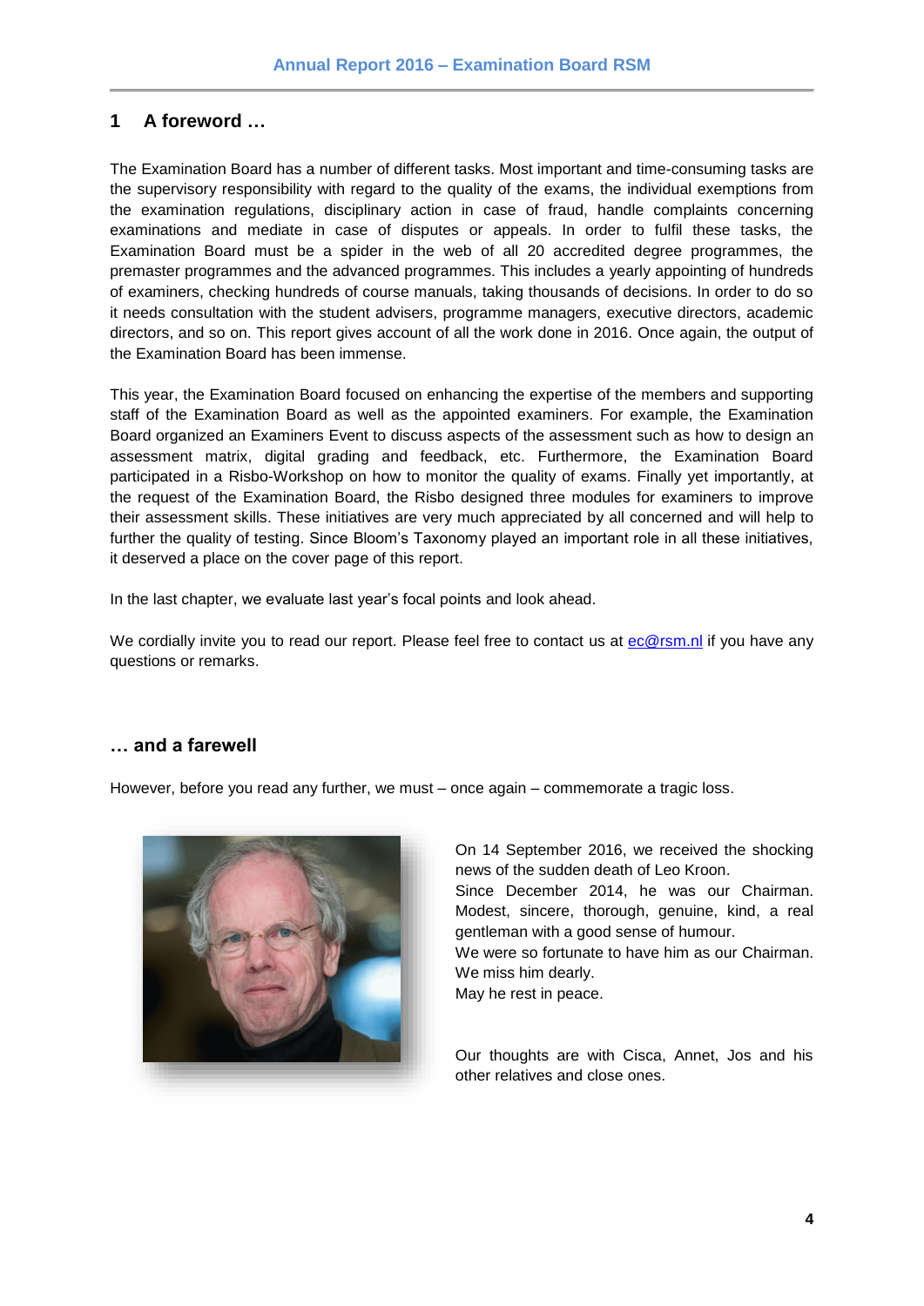## 1 A foreword …

The Examination Board has a number of different tasks. Most important and time-consuming tasks are the supervisory responsibility with regard to the quality of the exams, the individual exemptions from the examination regulations, disciplinary action in case of fraud, handle complaints concerning examinations and mediate in case of disputes or appeals. In order to fulfil these tasks, the Examination Board must be a spider in the web of all 20 accredited degree programmes, the premaster programmes and the advanced programmes. This includes a yearly appointing of hundreds of examiners, checking hundreds of course manuals, taking thousands of decisions. In order to do so it needs consultation with the student advisers, programme managers, executive directors, academic directors, and so on. This report gives account of all the work done in 2016. Once again, the output of the Examination Board has been immense.

This year, the Examination Board focused on enhancing the expertise of the members and supporting staff of the Examination Board as well as the appointed examiners. For example, the Examination Board organized an Examiners Event to discuss aspects of the assessment such as how to design an assessment matrix, digital grading and feedback, etc. Furthermore, the Examination Board participated in a Risbo-Workshop on how to monitor the quality of exams. Finally yet importantly, at the request of the Examination Board, the Risbo designed three modules for examiners to improve their assessment skills. These initiatives are very much appreciated by all concerned and will help to further the quality of testing. Since Bloom's Taxonomy played an important role in all these initiatives, it deserved a place on the cover page of this report.

In the last chapter, we evaluate last year's focal points and look ahead.

We cordially invite you to read our report. Please feel free to contact us at ec@rsm.nl if you have any questions or remarks.

## … and a farewell

However, before you read any further, we must – once again – commemorate a tragic loss.

On 14 September 2016, we received the shocking news of the sudden death of Leo Kroon.
Since December 2014, he was our Chairman. Modest, sincere, thorough, genuine, kind, a real gentleman with a good sense of humour.
We were so fortunate to have him as our Chairman.
We miss him dearly.
May he rest in peace.

Our thoughts are with Cisca, Annet, Jos and his other relatives and close ones.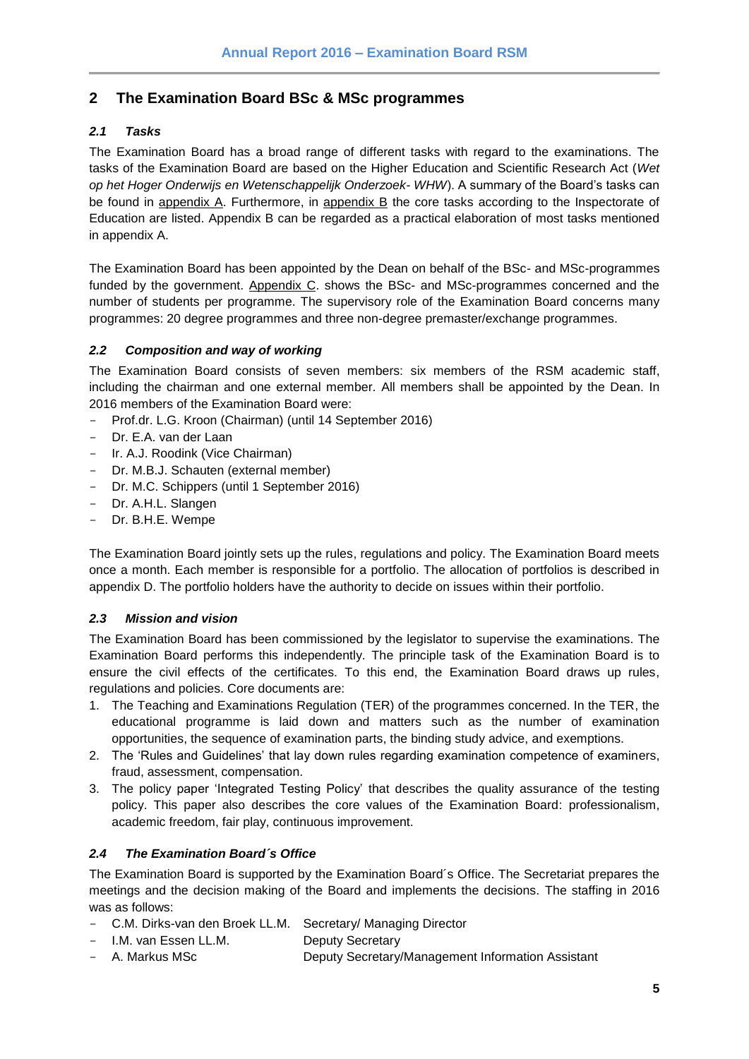## 2 The Examination Board BSc & MSc programmes

### *2.1 Tasks*

The Examination Board has a broad range of different tasks with regard to the examinations. The tasks of the Examination Board are based on the Higher Education and Scientific Research Act (*Wet op het Hoger Onderwijs en Wetenschappelijk Onderzoek- WHW*). A summary of the Board's tasks can be found in appendix A. Furthermore, in appendix B the core tasks according to the Inspectorate of Education are listed. Appendix B can be regarded as a practical elaboration of most tasks mentioned in appendix A.

The Examination Board has been appointed by the Dean on behalf of the BSc- and MSc-programmes funded by the government. Appendix C. shows the BSc- and MSc-programmes concerned and the number of students per programme. The supervisory role of the Examination Board concerns many programmes: 20 degree programmes and three non-degree premaster/exchange programmes.

### *2.2 Composition and way of working*

The Examination Board consists of seven members: six members of the RSM academic staff, including the chairman and one external member. All members shall be appointed by the Dean. In 2016 members of the Examination Board were:

- Prof.dr. L.G. Kroon (Chairman) (until 14 September 2016)
- Dr. E.A. van der Laan
- Ir. A.J. Roodink (Vice Chairman)
- Dr. M.B.J. Schauten (external member)
- Dr. M.C. Schippers (until 1 September 2016)
- Dr. A.H.L. Slangen
- Dr. B.H.E. Wempe

The Examination Board jointly sets up the rules, regulations and policy. The Examination Board meets once a month. Each member is responsible for a portfolio. The allocation of portfolios is described in appendix D. The portfolio holders have the authority to decide on issues within their portfolio.

### *2.3 Mission and vision*

The Examination Board has been commissioned by the legislator to supervise the examinations. The Examination Board performs this independently. The principle task of the Examination Board is to ensure the civil effects of the certificates. To this end, the Examination Board draws up rules, regulations and policies. Core documents are:

1. The Teaching and Examinations Regulation (TER) of the programmes concerned. In the TER, the educational programme is laid down and matters such as the number of examination opportunities, the sequence of examination parts, the binding study advice, and exemptions.
2. The 'Rules and Guidelines' that lay down rules regarding examination competence of examiners, fraud, assessment, compensation.
3. The policy paper 'Integrated Testing Policy' that describes the quality assurance of the testing policy. This paper also describes the core values of the Examination Board: professionalism, academic freedom, fair play, continuous improvement.

### *2.4 The Examination Board´s Office*

The Examination Board is supported by the Examination Board´s Office. The Secretariat prepares the meetings and the decision making of the Board and implements the decisions. The staffing in 2016 was as follows:

- C.M. Dirks-van den Broek LL.M. — Secretary/ Managing Director
- I.M. van Essen LL.M. — Deputy Secretary
- A. Markus MSc — Deputy Secretary/Management Information Assistant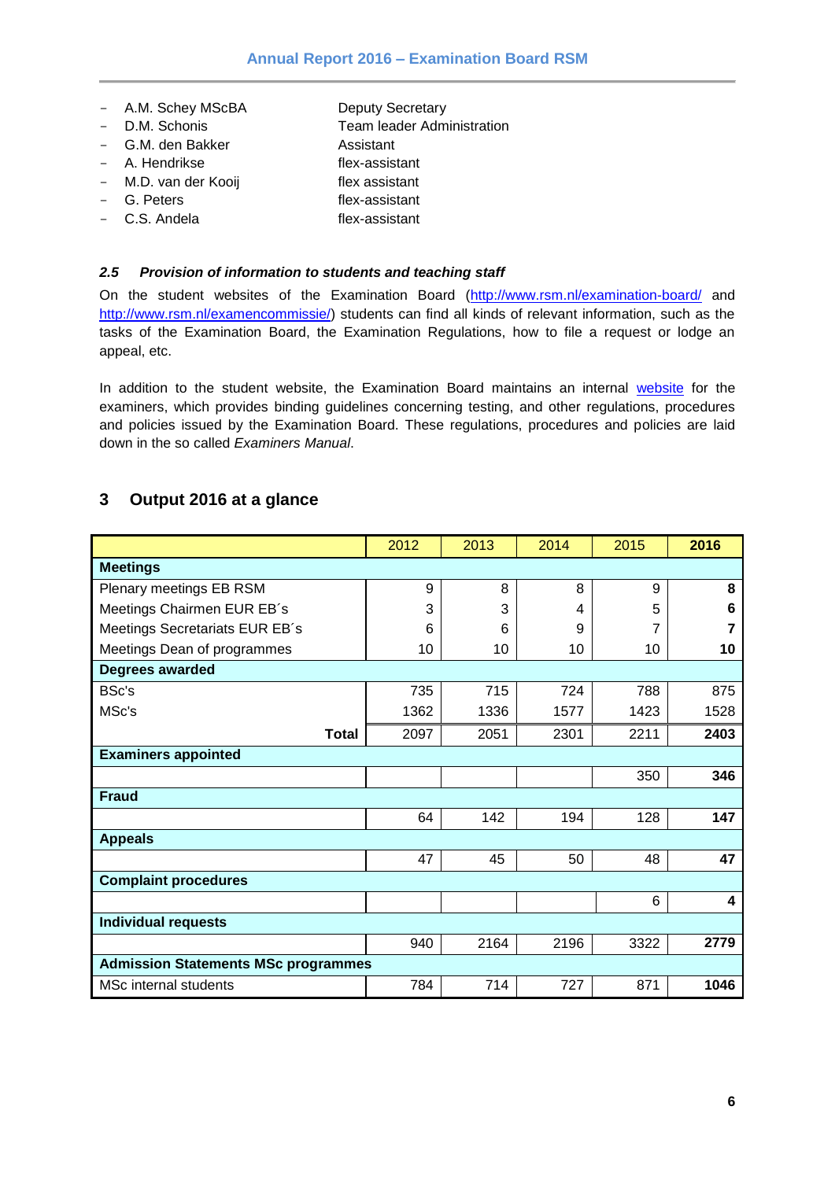- A.M. Schey MScBA — Deputy Secretary
- D.M. Schonis — Team leader Administration
- G.M. den Bakker — Assistant
- A. Hendrikse — flex-assistant
- M.D. van der Kooij — flex assistant
- G. Peters — flex-assistant
- C.S. Andela — flex-assistant

### *2.5 Provision of information to students and teaching staff*

On the student websites of the Examination Board (http://www.rsm.nl/examination-board/ and http://www.rsm.nl/examencommissie/) students can find all kinds of relevant information, such as the tasks of the Examination Board, the Examination Regulations, how to file a request or lodge an appeal, etc.

In addition to the student website, the Examination Board maintains an internal website for the examiners, which provides binding guidelines concerning testing, and other regulations, procedures and policies issued by the Examination Board. These regulations, procedures and policies are laid down in the so called *Examiners Manual*.

## 3 Output 2016 at a glance

| | 2012 | 2013 | 2014 | 2015 | **2016** |
|---|---|---|---|---|---|
| **Meetings** | | | | | |
| Plenary meetings EB RSM | 9 | 8 | 8 | 9 | **8** |
| Meetings Chairmen EUR EB´s | 3 | 3 | 4 | 5 | **6** |
| Meetings Secretariats EUR EB´s | 6 | 6 | 9 | 7 | **7** |
| Meetings Dean of programmes | 10 | 10 | 10 | 10 | **10** |
| **Degrees awarded** | | | | | |
| BSc's | 735 | 715 | 724 | 788 | 875 |
| MSc's | 1362 | 1336 | 1577 | 1423 | 1528 |
| **Total** | 2097 | 2051 | 2301 | 2211 | **2403** |
| **Examiners appointed** | | | | | |
| | | | | 350 | **346** |
| **Fraud** | | | | | |
| | 64 | 142 | 194 | 128 | **147** |
| **Appeals** | | | | | |
| | 47 | 45 | 50 | 48 | **47** |
| **Complaint procedures** | | | | | |
| | | | | 6 | **4** |
| **Individual requests** | | | | | |
| | 940 | 2164 | 2196 | 3322 | **2779** |
| **Admission Statements MSc programmes** | | | | | |
| MSc internal students | 784 | 714 | 727 | 871 | **1046** |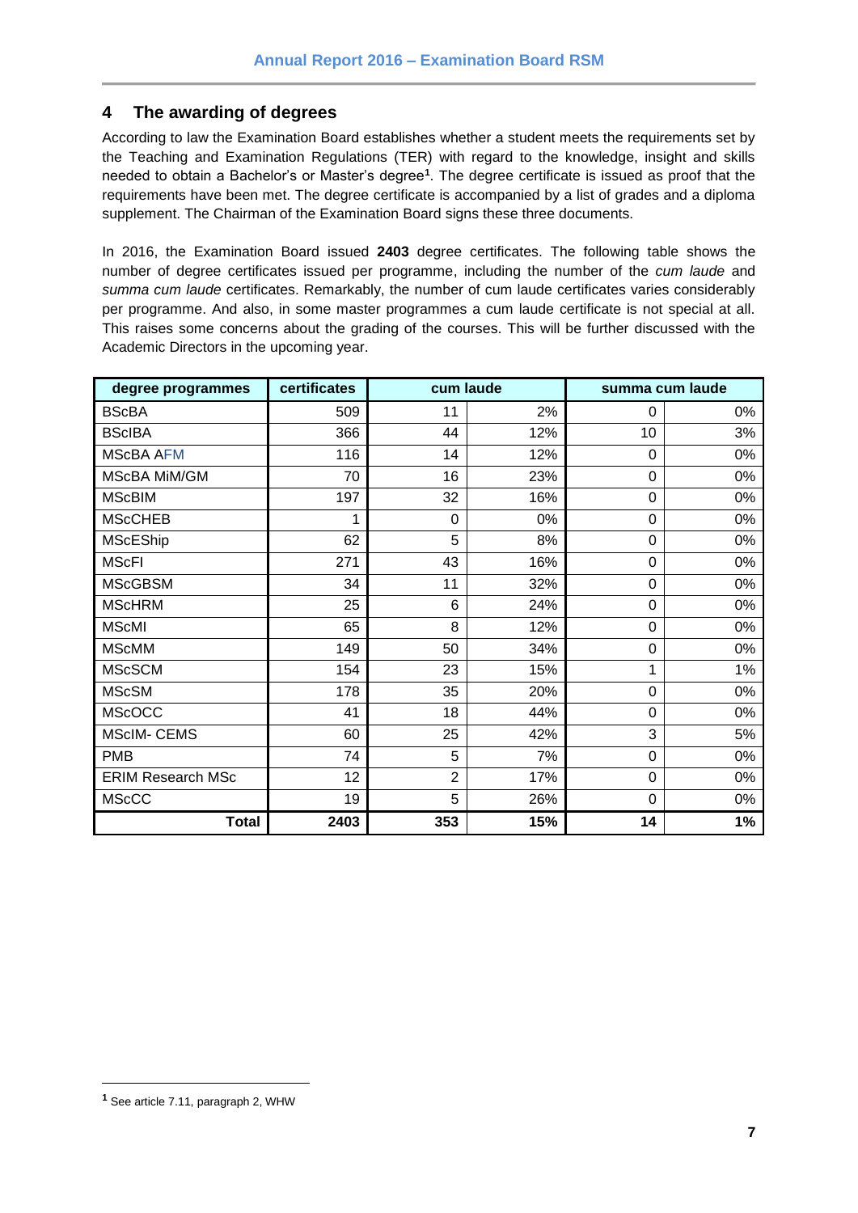## 4 The awarding of degrees

According to law the Examination Board establishes whether a student meets the requirements set by the Teaching and Examination Regulations (TER) with regard to the knowledge, insight and skills needed to obtain a Bachelor's or Master's degree[1]. The degree certificate is issued as proof that the requirements have been met. The degree certificate is accompanied by a list of grades and a diploma supplement. The Chairman of the Examination Board signs these three documents.

In 2016, the Examination Board issued **2403** degree certificates. The following table shows the number of degree certificates issued per programme, including the number of the *cum laude* and *summa cum laude* certificates. Remarkably, the number of cum laude certificates varies considerably per programme. And also, in some master programmes a cum laude certificate is not special at all. This raises some concerns about the grading of the courses. This will be further discussed with the Academic Directors in the upcoming year.

| degree programmes | certificates | cum laude | | summa cum laude | |
|---|---|---|---|---|---|
| BScBA | 509 | 11 | 2% | 0 | 0% |
| BScIBA | 366 | 44 | 12% | 10 | 3% |
| MScBA AFM | 116 | 14 | 12% | 0 | 0% |
| MScBA MiM/GM | 70 | 16 | 23% | 0 | 0% |
| MScBIM | 197 | 32 | 16% | 0 | 0% |
| MScCHEB | 1 | 0 | 0% | 0 | 0% |
| MScEShip | 62 | 5 | 8% | 0 | 0% |
| MScFI | 271 | 43 | 16% | 0 | 0% |
| MScGBSM | 34 | 11 | 32% | 0 | 0% |
| MScHRM | 25 | 6 | 24% | 0 | 0% |
| MScMI | 65 | 8 | 12% | 0 | 0% |
| MScMM | 149 | 50 | 34% | 0 | 0% |
| MScSCM | 154 | 23 | 15% | 1 | 1% |
| MScSM | 178 | 35 | 20% | 0 | 0% |
| MScOCC | 41 | 18 | 44% | 0 | 0% |
| MScIM- CEMS | 60 | 25 | 42% | 3 | 5% |
| PMB | 74 | 5 | 7% | 0 | 0% |
| ERIM Research MSc | 12 | 2 | 17% | 0 | 0% |
| MScCC | 19 | 5 | 26% | 0 | 0% |
| **Total** | **2403** | **353** | **15%** | **14** | **1%** |

[1] See article 7.11, paragraph 2, WHW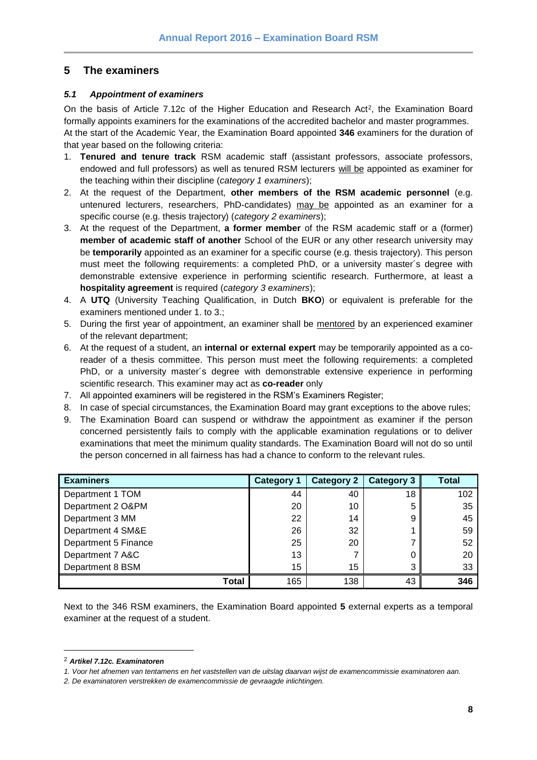## 5 The examiners

### *5.1 Appointment of examiners*

On the basis of Article 7.12c of the Higher Education and Research Act[2], the Examination Board formally appoints examiners for the examinations of the accredited bachelor and master programmes. At the start of the Academic Year, the Examination Board appointed **346** examiners for the duration of that year based on the following criteria:

1. **Tenured and tenure track** RSM academic staff (assistant professors, associate professors, endowed and full professors) as well as tenured RSM lecturers will be appointed as examiner for the teaching within their discipline (*category 1 examiners*);
2. At the request of the Department, **other members of the RSM academic personnel** (e.g. untenured lecturers, researchers, PhD-candidates) may be appointed as an examiner for a specific course (e.g. thesis trajectory) (*category 2 examiners*);
3. At the request of the Department, **a former member** of the RSM academic staff or a (former) **member of academic staff of another** School of the EUR or any other research university may be **temporarily** appointed as an examiner for a specific course (e.g. thesis trajectory). This person must meet the following requirements: a completed PhD, or a university master´s degree with demonstrable extensive experience in performing scientific research. Furthermore, at least a **hospitality agreement** is required (*category 3 examiners*);
4. A **UTQ** (University Teaching Qualification, in Dutch **BKO**) or equivalent is preferable for the examiners mentioned under 1. to 3.;
5. During the first year of appointment, an examiner shall be mentored by an experienced examiner of the relevant department;
6. At the request of a student, an **internal or external expert** may be temporarily appointed as a co-reader of a thesis committee. This person must meet the following requirements: a completed PhD, or a university master´s degree with demonstrable extensive experience in performing scientific research. This examiner may act as **co-reader** only
7. All appointed examiners will be registered in the RSM's Examiners Register;
8. In case of special circumstances, the Examination Board may grant exceptions to the above rules;
9. The Examination Board can suspend or withdraw the appointment as examiner if the person concerned persistently fails to comply with the applicable examination regulations or to deliver examinations that meet the minimum quality standards. The Examination Board will not do so until the person concerned in all fairness has had a chance to conform to the relevant rules.

| Examiners | Category 1 | Category 2 | Category 3 | Total |
|---|---|---|---|---|
| Department 1 TOM | 44 | 40 | 18 | 102 |
| Department 2 O&PM | 20 | 10 | 5 | 35 |
| Department 3 MM | 22 | 14 | 9 | 45 |
| Department 4 SM&E | 26 | 32 | 1 | 59 |
| Department 5 Finance | 25 | 20 | 7 | 52 |
| Department 7 A&C | 13 | 7 | 0 | 20 |
| Department 8 BSM | 15 | 15 | 3 | 33 |
| **Total** | 165 | 138 | 43 | **346** |

Next to the 346 RSM examiners, the Examination Board appointed **5** external experts as a temporal examiner at the request of a student.

---

[2] ***Artikel 7.12c. Examinatoren***

*1. Voor het afnemen van tentamens en het vaststellen van de uitslag daarvan wijst de examencommissie examinatoren aan.*

*2. De examinatoren verstrekken de examencommissie de gevraagde inlichtingen.*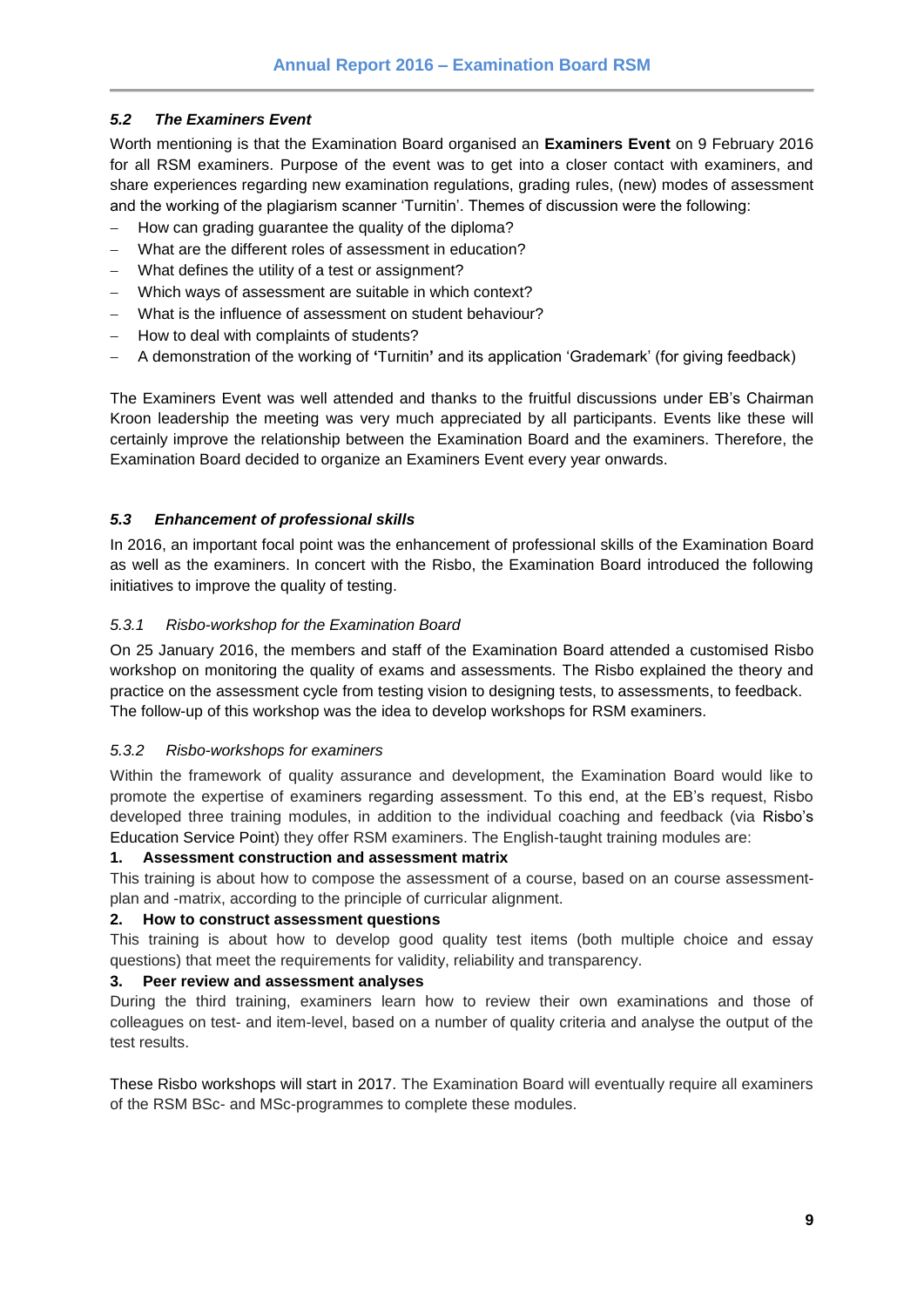### *5.2 The Examiners Event*

Worth mentioning is that the Examination Board organised an **Examiners Event** on 9 February 2016 for all RSM examiners. Purpose of the event was to get into a closer contact with examiners, and share experiences regarding new examination regulations, grading rules, (new) modes of assessment and the working of the plagiarism scanner 'Turnitin'. Themes of discussion were the following:

- How can grading guarantee the quality of the diploma?
- What are the different roles of assessment in education?
- What defines the utility of a test or assignment?
- Which ways of assessment are suitable in which context?
- What is the influence of assessment on student behaviour?
- How to deal with complaints of students?
- A demonstration of the working of **'**Turnitin**'** and its application 'Grademark' (for giving feedback)

The Examiners Event was well attended and thanks to the fruitful discussions under EB's Chairman Kroon leadership the meeting was very much appreciated by all participants. Events like these will certainly improve the relationship between the Examination Board and the examiners. Therefore, the Examination Board decided to organize an Examiners Event every year onwards.

### *5.3 Enhancement of professional skills*

In 2016, an important focal point was the enhancement of professional skills of the Examination Board as well as the examiners. In concert with the Risbo, the Examination Board introduced the following initiatives to improve the quality of testing.

#### *5.3.1 Risbo-workshop for the Examination Board*

On 25 January 2016, the members and staff of the Examination Board attended a customised Risbo workshop on monitoring the quality of exams and assessments. The Risbo explained the theory and practice on the assessment cycle from testing vision to designing tests, to assessments, to feedback. The follow-up of this workshop was the idea to develop workshops for RSM examiners.

#### *5.3.2 Risbo-workshops for examiners*

Within the framework of quality assurance and development, the Examination Board would like to promote the expertise of examiners regarding assessment. To this end, at the EB's request, Risbo developed three training modules, in addition to the individual coaching and feedback (via Risbo's Education Service Point) they offer RSM examiners. The English-taught training modules are:

**1. Assessment construction and assessment matrix**

This training is about how to compose the assessment of a course, based on an course assessment-plan and -matrix, according to the principle of curricular alignment.

**2. How to construct assessment questions**

This training is about how to develop good quality test items (both multiple choice and essay questions) that meet the requirements for validity, reliability and transparency.

**3. Peer review and assessment analyses**

During the third training, examiners learn how to review their own examinations and those of colleagues on test- and item-level, based on a number of quality criteria and analyse the output of the test results.

These Risbo workshops will start in 2017. The Examination Board will eventually require all examiners of the RSM BSc- and MSc-programmes to complete these modules.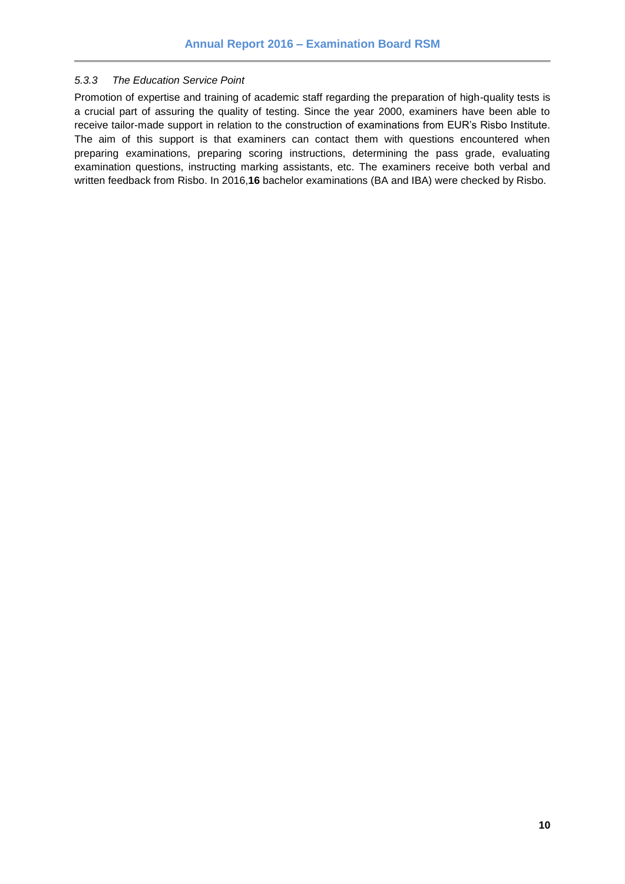#### *5.3.3 The Education Service Point*

Promotion of expertise and training of academic staff regarding the preparation of high-quality tests is a crucial part of assuring the quality of testing. Since the year 2000, examiners have been able to receive tailor-made support in relation to the construction of examinations from EUR's Risbo Institute. The aim of this support is that examiners can contact them with questions encountered when preparing examinations, preparing scoring instructions, determining the pass grade, evaluating examination questions, instructing marking assistants, etc. The examiners receive both verbal and written feedback from Risbo. In 2016,**16** bachelor examinations (BA and IBA) were checked by Risbo.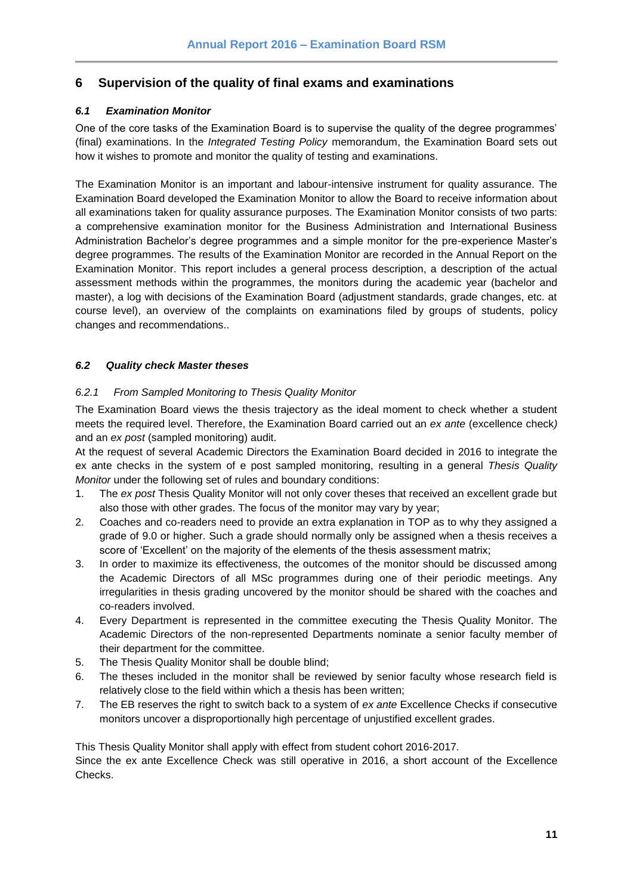## 6 Supervision of the quality of final exams and examinations

### *6.1 Examination Monitor*

One of the core tasks of the Examination Board is to supervise the quality of the degree programmes' (final) examinations. In the *Integrated Testing Policy* memorandum, the Examination Board sets out how it wishes to promote and monitor the quality of testing and examinations.

The Examination Monitor is an important and labour-intensive instrument for quality assurance. The Examination Board developed the Examination Monitor to allow the Board to receive information about all examinations taken for quality assurance purposes. The Examination Monitor consists of two parts: a comprehensive examination monitor for the Business Administration and International Business Administration Bachelor's degree programmes and a simple monitor for the pre-experience Master's degree programmes. The results of the Examination Monitor are recorded in the Annual Report on the Examination Monitor. This report includes a general process description, a description of the actual assessment methods within the programmes, the monitors during the academic year (bachelor and master), a log with decisions of the Examination Board (adjustment standards, grade changes, etc. at course level), an overview of the complaints on examinations filed by groups of students, policy changes and recommendations..

### *6.2 Quality check Master theses*

#### *6.2.1 From Sampled Monitoring to Thesis Quality Monitor*

The Examination Board views the thesis trajectory as the ideal moment to check whether a student meets the required level. Therefore, the Examination Board carried out an *ex ante* (excellence check) and an *ex post* (sampled monitoring) audit.

At the request of several Academic Directors the Examination Board decided in 2016 to integrate the ex ante checks in the system of e post sampled monitoring, resulting in a general *Thesis Quality Monitor* under the following set of rules and boundary conditions:

1. The *ex post* Thesis Quality Monitor will not only cover theses that received an excellent grade but also those with other grades. The focus of the monitor may vary by year;
2. Coaches and co-readers need to provide an extra explanation in TOP as to why they assigned a grade of 9.0 or higher. Such a grade should normally only be assigned when a thesis receives a score of 'Excellent' on the majority of the elements of the thesis assessment matrix;
3. In order to maximize its effectiveness, the outcomes of the monitor should be discussed among the Academic Directors of all MSc programmes during one of their periodic meetings. Any irregularities in thesis grading uncovered by the monitor should be shared with the coaches and co-readers involved.
4. Every Department is represented in the committee executing the Thesis Quality Monitor. The Academic Directors of the non-represented Departments nominate a senior faculty member of their department for the committee.
5. The Thesis Quality Monitor shall be double blind;
6. The theses included in the monitor shall be reviewed by senior faculty whose research field is relatively close to the field within which a thesis has been written;
7. The EB reserves the right to switch back to a system of *ex ante* Excellence Checks if consecutive monitors uncover a disproportionally high percentage of unjustified excellent grades.

This Thesis Quality Monitor shall apply with effect from student cohort 2016-2017.

Since the ex ante Excellence Check was still operative in 2016, a short account of the Excellence Checks.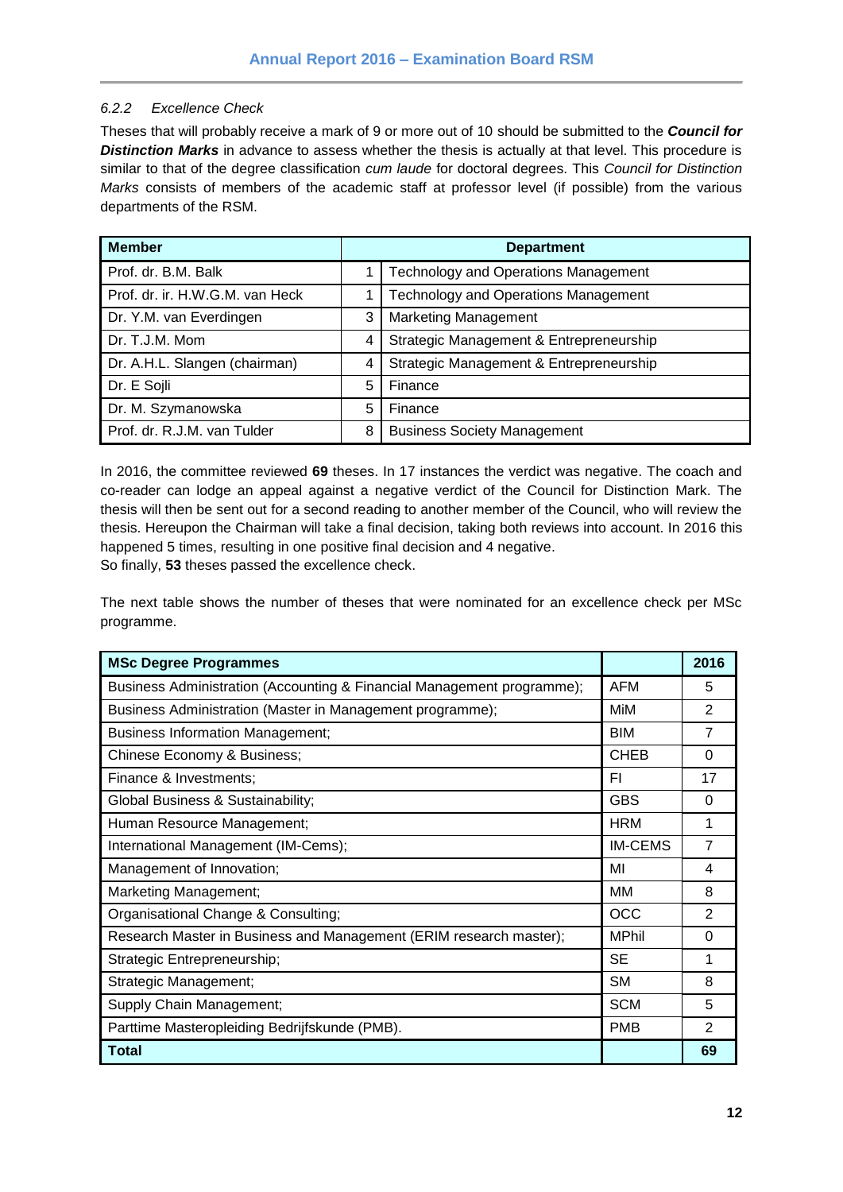#### 6.2.2 Excellence Check

Theses that will probably receive a mark of 9 or more out of 10 should be submitted to the ***Council for Distinction Marks*** in advance to assess whether the thesis is actually at that level. This procedure is similar to that of the degree classification *cum laude* for doctoral degrees. This *Council for Distinction Marks* consists of members of the academic staff at professor level (if possible) from the various departments of the RSM.

| Member | Department | |
|---|---|---|
| Prof. dr. B.M. Balk | 1 | Technology and Operations Management |
| Prof. dr. ir. H.W.G.M. van Heck | 1 | Technology and Operations Management |
| Dr. Y.M. van Everdingen | 3 | Marketing Management |
| Dr. T.J.M. Mom | 4 | Strategic Management & Entrepreneurship |
| Dr. A.H.L. Slangen (chairman) | 4 | Strategic Management & Entrepreneurship |
| Dr. E Sojli | 5 | Finance |
| Dr. M. Szymanowska | 5 | Finance |
| Prof. dr. R.J.M. van Tulder | 8 | Business Society Management |

In 2016, the committee reviewed **69** theses. In 17 instances the verdict was negative. The coach and co-reader can lodge an appeal against a negative verdict of the Council for Distinction Mark. The thesis will then be sent out for a second reading to another member of the Council, who will review the thesis. Hereupon the Chairman will take a final decision, taking both reviews into account. In 2016 this happened 5 times, resulting in one positive final decision and 4 negative.
So finally, **53** theses passed the excellence check.

The next table shows the number of theses that were nominated for an excellence check per MSc programme.

| MSc Degree Programmes | | 2016 |
|---|---|---|
| Business Administration (Accounting & Financial Management programme); | AFM | 5 |
| Business Administration (Master in Management programme); | MiM | 2 |
| Business Information Management; | BIM | 7 |
| Chinese Economy & Business; | CHEB | 0 |
| Finance & Investments; | FI | 17 |
| Global Business & Sustainability; | GBS | 0 |
| Human Resource Management; | HRM | 1 |
| International Management (IM-Cems); | IM-CEMS | 7 |
| Management of Innovation; | MI | 4 |
| Marketing Management; | MM | 8 |
| Organisational Change & Consulting; | OCC | 2 |
| Research Master in Business and Management (ERIM research master); | MPhil | 0 |
| Strategic Entrepreneurship; | SE | 1 |
| Strategic Management; | SM | 8 |
| Supply Chain Management; | SCM | 5 |
| Parttime Masteropleiding Bedrijfskunde (PMB). | PMB | 2 |
| **Total** | | **69** |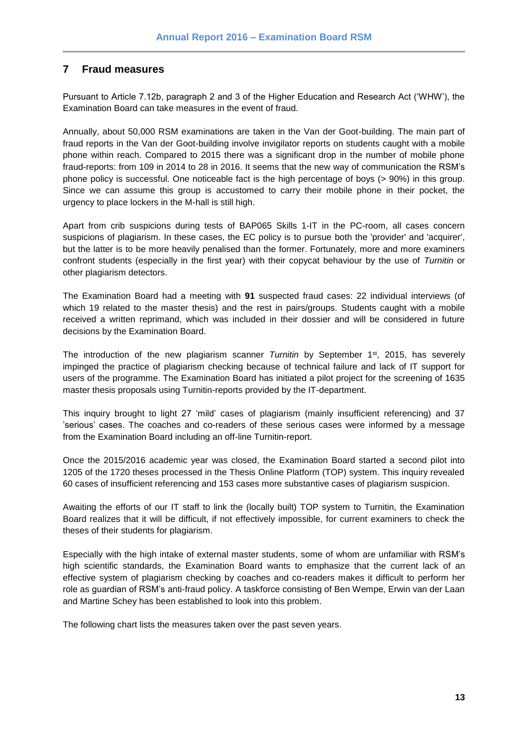## 7 Fraud measures

Pursuant to Article 7.12b, paragraph 2 and 3 of the Higher Education and Research Act ('WHW'), the Examination Board can take measures in the event of fraud.

Annually, about 50,000 RSM examinations are taken in the Van der Goot-building. The main part of fraud reports in the Van der Goot-building involve invigilator reports on students caught with a mobile phone within reach. Compared to 2015 there was a significant drop in the number of mobile phone fraud-reports: from 109 in 2014 to 28 in 2016. It seems that the new way of communication the RSM's phone policy is successful. One noticeable fact is the high percentage of boys (> 90%) in this group. Since we can assume this group is accustomed to carry their mobile phone in their pocket, the urgency to place lockers in the M-hall is still high.

Apart from crib suspicions during tests of BAP065 Skills 1-IT in the PC-room, all cases concern suspicions of plagiarism. In these cases, the EC policy is to pursue both the 'provider' and 'acquirer', but the latter is to be more heavily penalised than the former. Fortunately, more and more examiners confront students (especially in the first year) with their copycat behaviour by the use of *Turnitin* or other plagiarism detectors.

The Examination Board had a meeting with **91** suspected fraud cases: 22 individual interviews (of which 19 related to the master thesis) and the rest in pairs/groups. Students caught with a mobile received a written reprimand, which was included in their dossier and will be considered in future decisions by the Examination Board.

The introduction of the new plagiarism scanner *Turnitin* by September 1st, 2015, has severely impinged the practice of plagiarism checking because of technical failure and lack of IT support for users of the programme. The Examination Board has initiated a pilot project for the screening of 1635 master thesis proposals using Turnitin-reports provided by the IT-department.

This inquiry brought to light 27 'mild' cases of plagiarism (mainly insufficient referencing) and 37 'serious' cases. The coaches and co-readers of these serious cases were informed by a message from the Examination Board including an off-line Turnitin-report.

Once the 2015/2016 academic year was closed, the Examination Board started a second pilot into 1205 of the 1720 theses processed in the Thesis Online Platform (TOP) system. This inquiry revealed 60 cases of insufficient referencing and 153 cases more substantive cases of plagiarism suspicion.

Awaiting the efforts of our IT staff to link the (locally built) TOP system to Turnitin, the Examination Board realizes that it will be difficult, if not effectively impossible, for current examiners to check the theses of their students for plagiarism.

Especially with the high intake of external master students, some of whom are unfamiliar with RSM's high scientific standards, the Examination Board wants to emphasize that the current lack of an effective system of plagiarism checking by coaches and co-readers makes it difficult to perform her role as guardian of RSM's anti-fraud policy. A taskforce consisting of Ben Wempe, Erwin van der Laan and Martine Schey has been established to look into this problem.

The following chart lists the measures taken over the past seven years.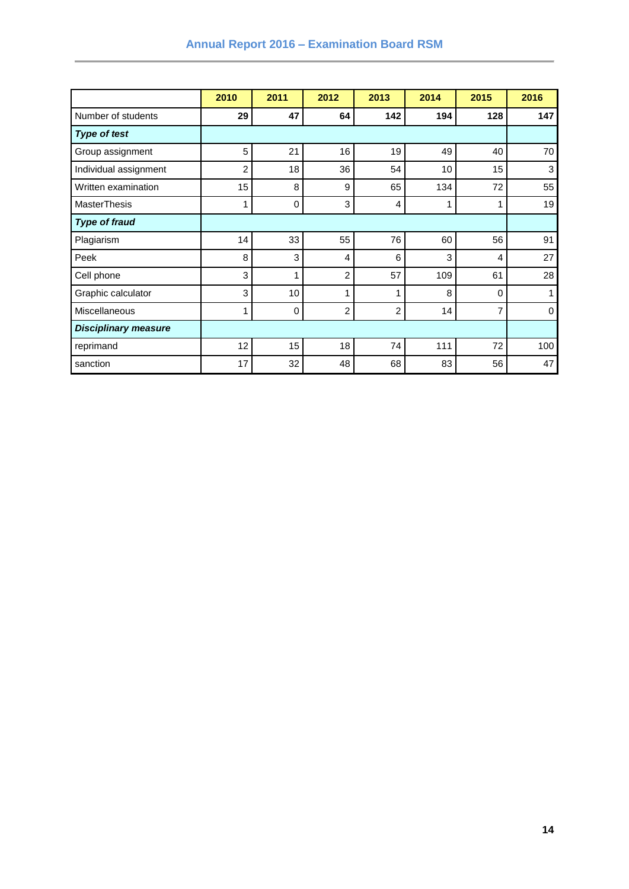| | 2010 | 2011 | 2012 | 2013 | 2014 | 2015 | 2016 |
|---|---|---|---|---|---|---|---|
| Number of students | **29** | **47** | **64** | **142** | **194** | **128** | **147** |
| ***Type of test*** | | | | | | | |
| Group assignment | 5 | 21 | 16 | 19 | 49 | 40 | 70 |
| Individual assignment | 2 | 18 | 36 | 54 | 10 | 15 | 3 |
| Written examination | 15 | 8 | 9 | 65 | 134 | 72 | 55 |
| MasterThesis | 1 | 0 | 3 | 4 | 1 | 1 | 19 |
| ***Type of fraud*** | | | | | | | |
| Plagiarism | 14 | 33 | 55 | 76 | 60 | 56 | 91 |
| Peek | 8 | 3 | 4 | 6 | 3 | 4 | 27 |
| Cell phone | 3 | 1 | 2 | 57 | 109 | 61 | 28 |
| Graphic calculator | 3 | 10 | 1 | 1 | 8 | 0 | 1 |
| Miscellaneous | 1 | 0 | 2 | 2 | 14 | 7 | 0 |
| ***Disciplinary measure*** | | | | | | | |
| reprimand | 12 | 15 | 18 | 74 | 111 | 72 | 100 |
| sanction | 17 | 32 | 48 | 68 | 83 | 56 | 47 |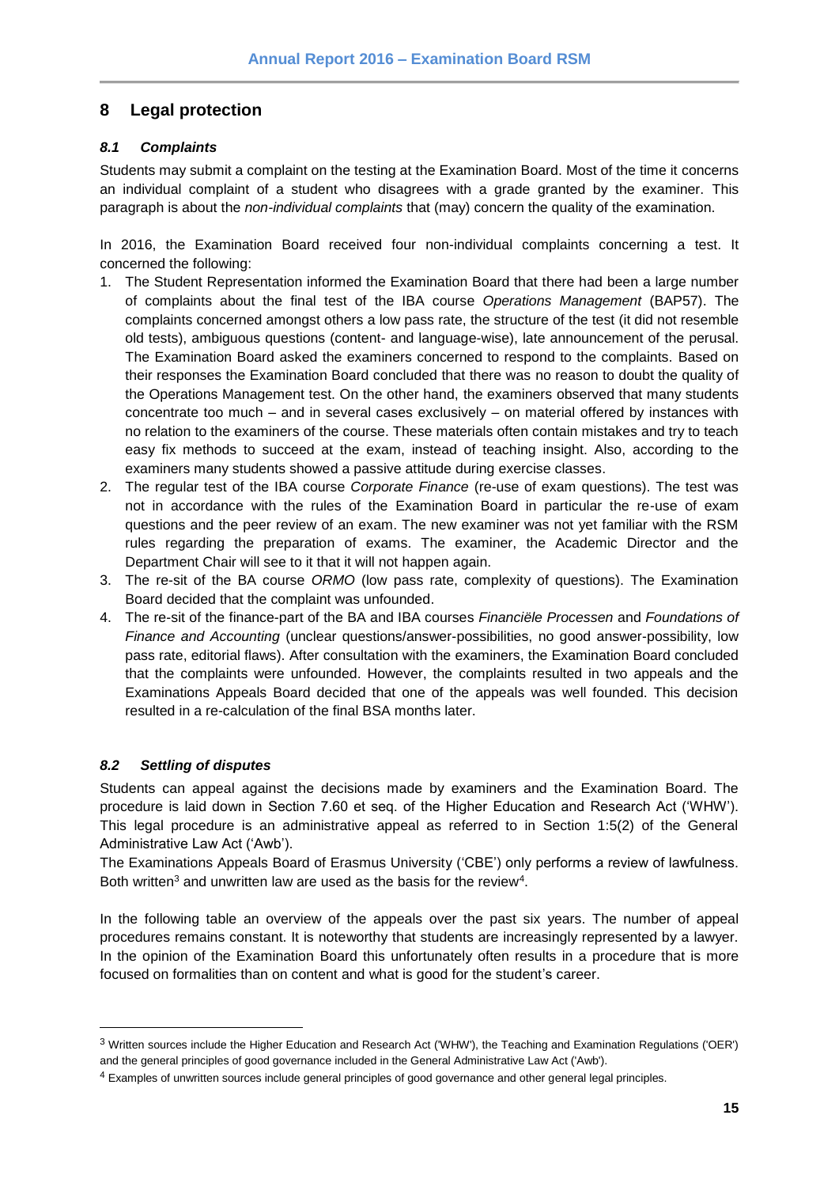## 8 Legal protection

### *8.1 Complaints*

Students may submit a complaint on the testing at the Examination Board. Most of the time it concerns an individual complaint of a student who disagrees with a grade granted by the examiner. This paragraph is about the *non-individual complaints* that (may) concern the quality of the examination.

In 2016, the Examination Board received four non-individual complaints concerning a test. It concerned the following:

1. The Student Representation informed the Examination Board that there had been a large number of complaints about the final test of the IBA course *Operations Management* (BAP57). The complaints concerned amongst others a low pass rate, the structure of the test (it did not resemble old tests), ambiguous questions (content- and language-wise), late announcement of the perusal. The Examination Board asked the examiners concerned to respond to the complaints. Based on their responses the Examination Board concluded that there was no reason to doubt the quality of the Operations Management test. On the other hand, the examiners observed that many students concentrate too much – and in several cases exclusively – on material offered by instances with no relation to the examiners of the course. These materials often contain mistakes and try to teach easy fix methods to succeed at the exam, instead of teaching insight. Also, according to the examiners many students showed a passive attitude during exercise classes.
2. The regular test of the IBA course *Corporate Finance* (re-use of exam questions). The test was not in accordance with the rules of the Examination Board in particular the re-use of exam questions and the peer review of an exam. The new examiner was not yet familiar with the RSM rules regarding the preparation of exams. The examiner, the Academic Director and the Department Chair will see to it that it will not happen again.
3. The re-sit of the BA course *ORMO* (low pass rate, complexity of questions). The Examination Board decided that the complaint was unfounded.
4. The re-sit of the finance-part of the BA and IBA courses *Financiële Processen* and *Foundations of Finance and Accounting* (unclear questions/answer-possibilities, no good answer-possibility, low pass rate, editorial flaws). After consultation with the examiners, the Examination Board concluded that the complaints were unfounded. However, the complaints resulted in two appeals and the Examinations Appeals Board decided that one of the appeals was well founded. This decision resulted in a re-calculation of the final BSA months later.

### *8.2 Settling of disputes*

Students can appeal against the decisions made by examiners and the Examination Board. The procedure is laid down in Section 7.60 et seq. of the Higher Education and Research Act ('WHW'). This legal procedure is an administrative appeal as referred to in Section 1:5(2) of the General Administrative Law Act ('Awb').

The Examinations Appeals Board of Erasmus University ('CBE') only performs a review of lawfulness. Both written[3] and unwritten law are used as the basis for the review[4].

In the following table an overview of the appeals over the past six years. The number of appeal procedures remains constant. It is noteworthy that students are increasingly represented by a lawyer. In the opinion of the Examination Board this unfortunately often results in a procedure that is more focused on formalities than on content and what is good for the student's career.

---

[3] Written sources include the Higher Education and Research Act ('WHW'), the Teaching and Examination Regulations ('OER') and the general principles of good governance included in the General Administrative Law Act ('Awb').

[4] Examples of unwritten sources include general principles of good governance and other general legal principles.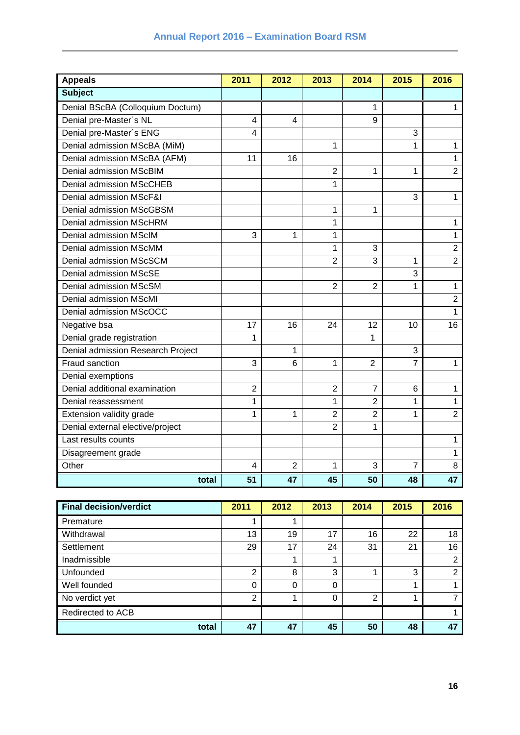| Appeals | 2011 | 2012 | 2013 | 2014 | 2015 | 2016 |
|---|---|---|---|---|---|---|
| **Subject** | | | | | | |
| Denial BScBA (Colloquium Doctum) | | | | 1 | | 1 |
| Denial pre-Master´s NL | 4 | 4 | | 9 | | |
| Denial pre-Master´s ENG | 4 | | | | 3 | |
| Denial admission MScBA (MiM) | | | 1 | | 1 | 1 |
| Denial admission MScBA (AFM) | 11 | 16 | | | | 1 |
| Denial admission MScBIM | | | 2 | 1 | 1 | 2 |
| Denial admission MScCHEB | | | 1 | | | |
| Denial admission MScF&I | | | | | 3 | 1 |
| Denial admission MScGBSM | | | 1 | 1 | | |
| Denial admission MScHRM | | | 1 | | | 1 |
| Denial admission MScIM | 3 | 1 | 1 | | | 1 |
| Denial admission MScMM | | | 1 | 3 | | 2 |
| Denial admission MScSCM | | | 2 | 3 | 1 | 2 |
| Denial admission MScSE | | | | | 3 | |
| Denial admission MScSM | | | 2 | 2 | 1 | 1 |
| Denial admission MScMI | | | | | | 2 |
| Denial admission MScOCC | | | | | | 1 |
| Negative bsa | 17 | 16 | 24 | 12 | 10 | 16 |
| Denial grade registration | 1 | | | 1 | | |
| Denial admission Research Project | | 1 | | | 3 | |
| Fraud sanction | 3 | 6 | 1 | 2 | 7 | 1 |
| Denial exemptions | | | | | | |
| Denial additional examination | 2 | | 2 | 7 | 6 | 1 |
| Denial reassessment | 1 | | 1 | 2 | 1 | 1 |
| Extension validity grade | 1 | 1 | 2 | 2 | 1 | 2 |
| Denial external elective/project | | | 2 | 1 | | |
| Last results counts | | | | | | 1 |
| Disagreement grade | | | | | | 1 |
| Other | 4 | 2 | 1 | 3 | 7 | 8 |
| **total** | **51** | **47** | **45** | **50** | **48** | **47** |

| Final decision/verdict | 2011 | 2012 | 2013 | 2014 | 2015 | 2016 |
|---|---|---|---|---|---|---|
| Premature | 1 | 1 | | | | |
| Withdrawal | 13 | 19 | 17 | 16 | 22 | 18 |
| Settlement | 29 | 17 | 24 | 31 | 21 | 16 |
| Inadmissible | | 1 | 1 | | | 2 |
| Unfounded | 2 | 8 | 3 | 1 | 3 | 2 |
| Well founded | 0 | 0 | 0 | | 1 | 1 |
| No verdict yet | 2 | 1 | 0 | 2 | 1 | 7 |
| Redirected to ACB | | | | | | 1 |
| **total** | **47** | **47** | **45** | **50** | **48** | **47** |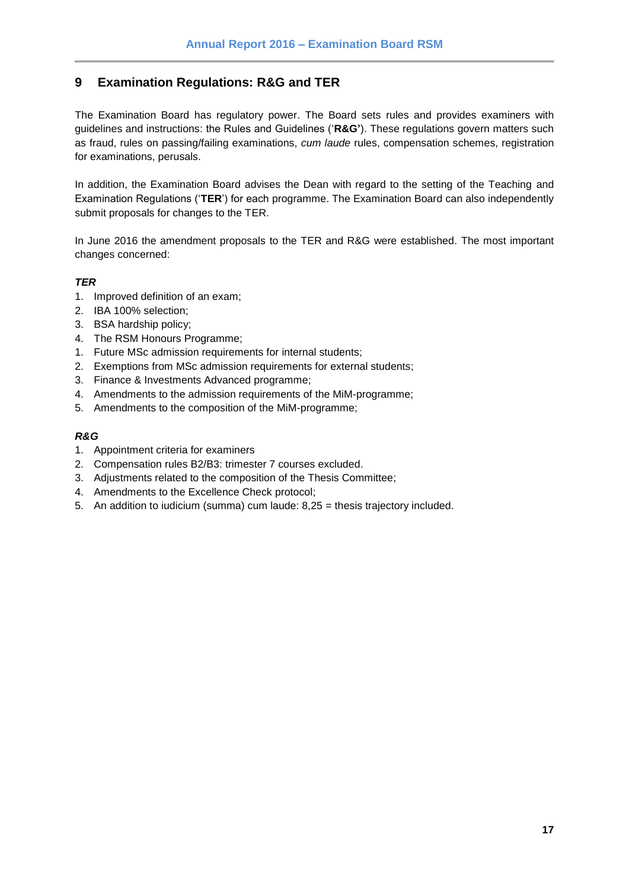## 9 Examination Regulations: R&G and TER

The Examination Board has regulatory power. The Board sets rules and provides examiners with guidelines and instructions: the Rules and Guidelines ('**R&G'**). These regulations govern matters such as fraud, rules on passing/failing examinations, *cum laude* rules, compensation schemes, registration for examinations, perusals.

In addition, the Examination Board advises the Dean with regard to the setting of the Teaching and Examination Regulations ('**TER**') for each programme. The Examination Board can also independently submit proposals for changes to the TER.

In June 2016 the amendment proposals to the TER and R&G were established. The most important changes concerned:

***TER***

1. Improved definition of an exam;
2. IBA 100% selection;
3. BSA hardship policy;
4. The RSM Honours Programme;

1. Future MSc admission requirements for internal students;
2. Exemptions from MSc admission requirements for external students;
3. Finance & Investments Advanced programme;
4. Amendments to the admission requirements of the MiM-programme;
5. Amendments to the composition of the MiM-programme;

***R&G***

1. Appointment criteria for examiners
2. Compensation rules B2/B3: trimester 7 courses excluded.
3. Adjustments related to the composition of the Thesis Committee;
4. Amendments to the Excellence Check protocol;
5. An addition to iudicium (summa) cum laude: 8,25 = thesis trajectory included.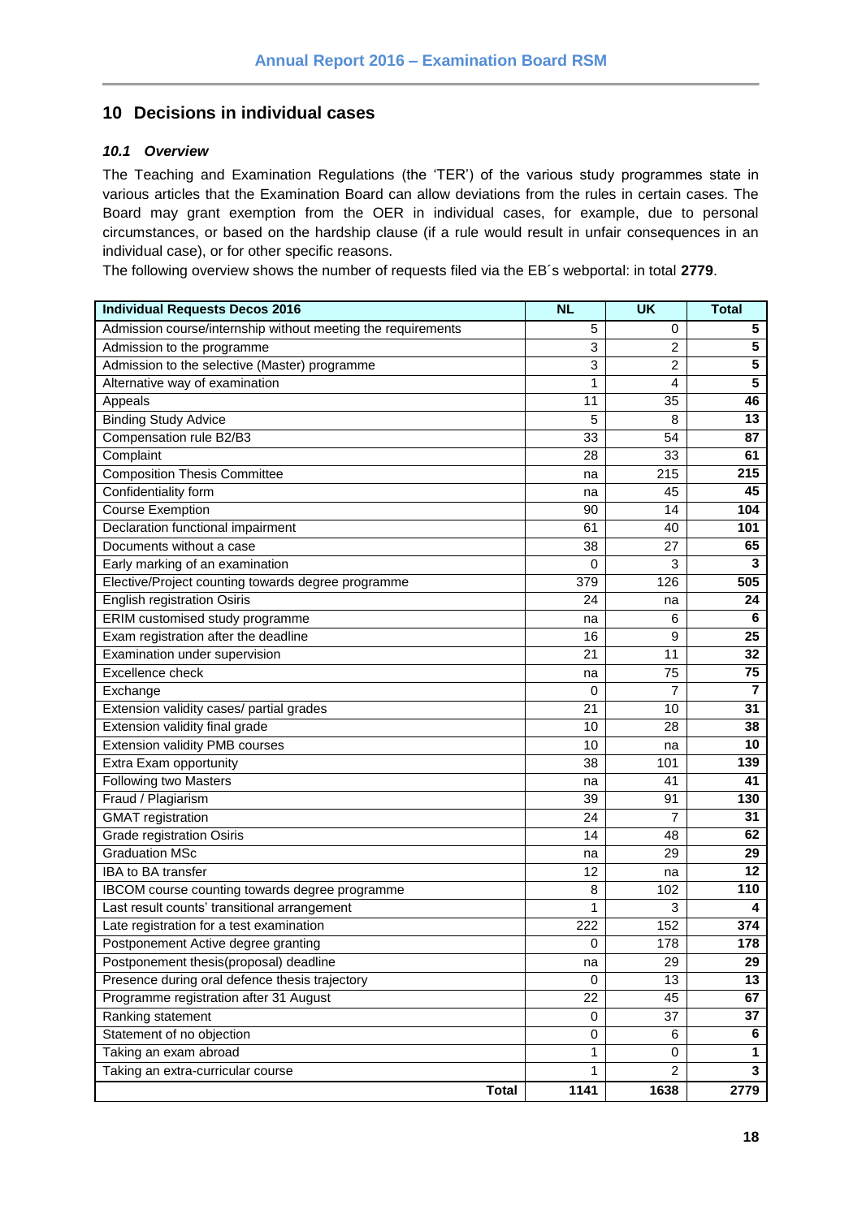## 10 Decisions in individual cases

### *10.1 Overview*

The Teaching and Examination Regulations (the 'TER') of the various study programmes state in various articles that the Examination Board can allow deviations from the rules in certain cases. The Board may grant exemption from the OER in individual cases, for example, due to personal circumstances, or based on the hardship clause (if a rule would result in unfair consequences in an individual case), or for other specific reasons.
The following overview shows the number of requests filed via the EB´s webportal: in total **2779**.

| Individual Requests Decos 2016 | NL | UK | Total |
|---|---|---|---|
| Admission course/internship without meeting the requirements | 5 | 0 | **5** |
| Admission to the programme | 3 | 2 | **5** |
| Admission to the selective (Master) programme | 3 | 2 | **5** |
| Alternative way of examination | 1 | 4 | **5** |
| Appeals | 11 | 35 | **46** |
| Binding Study Advice | 5 | 8 | **13** |
| Compensation rule B2/B3 | 33 | 54 | **87** |
| Complaint | 28 | 33 | **61** |
| Composition Thesis Committee | na | 215 | **215** |
| Confidentiality form | na | 45 | **45** |
| Course Exemption | 90 | 14 | **104** |
| Declaration functional impairment | 61 | 40 | **101** |
| Documents without a case | 38 | 27 | **65** |
| Early marking of an examination | 0 | 3 | **3** |
| Elective/Project counting towards degree programme | 379 | 126 | **505** |
| English registration Osiris | 24 | na | **24** |
| ERIM customised study programme | na | 6 | **6** |
| Exam registration after the deadline | 16 | 9 | **25** |
| Examination under supervision | 21 | 11 | **32** |
| Excellence check | na | 75 | **75** |
| Exchange | 0 | 7 | **7** |
| Extension validity cases/ partial grades | 21 | 10 | **31** |
| Extension validity final grade | 10 | 28 | **38** |
| Extension validity PMB courses | 10 | na | **10** |
| Extra Exam opportunity | 38 | 101 | **139** |
| Following two Masters | na | 41 | **41** |
| Fraud / Plagiarism | 39 | 91 | **130** |
| GMAT registration | 24 | 7 | **31** |
| Grade registration Osiris | 14 | 48 | **62** |
| Graduation MSc | na | 29 | **29** |
| IBA to BA transfer | 12 | na | **12** |
| IBCOM course counting towards degree programme | 8 | 102 | **110** |
| Last result counts' transitional arrangement | 1 | 3 | **4** |
| Late registration for a test examination | 222 | 152 | **374** |
| Postponement Active degree granting | 0 | 178 | **178** |
| Postponement thesis(proposal) deadline | na | 29 | **29** |
| Presence during oral defence thesis trajectory | 0 | 13 | **13** |
| Programme registration after 31 August | 22 | 45 | **67** |
| Ranking statement | 0 | 37 | **37** |
| Statement of no objection | 0 | 6 | **6** |
| Taking an exam abroad | 1 | 0 | **1** |
| Taking an extra-curricular course | 1 | 2 | **3** |
| **Total** | **1141** | **1638** | **2779** |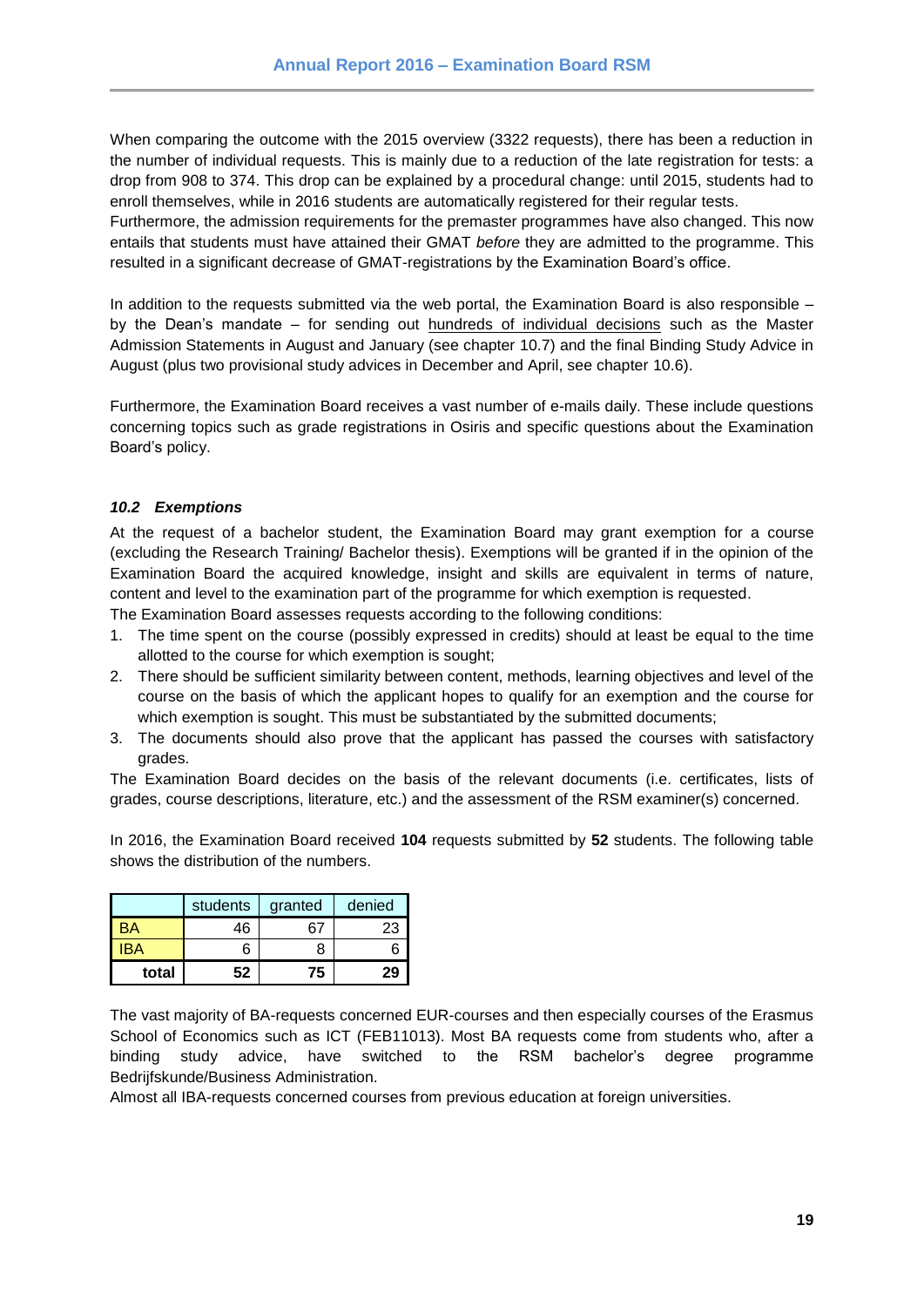When comparing the outcome with the 2015 overview (3322 requests), there has been a reduction in the number of individual requests. This is mainly due to a reduction of the late registration for tests: a drop from 908 to 374. This drop can be explained by a procedural change: until 2015, students had to enroll themselves, while in 2016 students are automatically registered for their regular tests.
Furthermore, the admission requirements for the premaster programmes have also changed. This now entails that students must have attained their GMAT *before* they are admitted to the programme. This resulted in a significant decrease of GMAT-registrations by the Examination Board's office.

In addition to the requests submitted via the web portal, the Examination Board is also responsible – by the Dean's mandate – for sending out hundreds of individual decisions such as the Master Admission Statements in August and January (see chapter 10.7) and the final Binding Study Advice in August (plus two provisional study advices in December and April, see chapter 10.6).

Furthermore, the Examination Board receives a vast number of e-mails daily. These include questions concerning topics such as grade registrations in Osiris and specific questions about the Examination Board's policy.

### *10.2 Exemptions*

At the request of a bachelor student, the Examination Board may grant exemption for a course (excluding the Research Training/ Bachelor thesis). Exemptions will be granted if in the opinion of the Examination Board the acquired knowledge, insight and skills are equivalent in terms of nature, content and level to the examination part of the programme for which exemption is requested.
The Examination Board assesses requests according to the following conditions:

1. The time spent on the course (possibly expressed in credits) should at least be equal to the time allotted to the course for which exemption is sought;
2. There should be sufficient similarity between content, methods, learning objectives and level of the course on the basis of which the applicant hopes to qualify for an exemption and the course for which exemption is sought. This must be substantiated by the submitted documents;
3. The documents should also prove that the applicant has passed the courses with satisfactory grades.

The Examination Board decides on the basis of the relevant documents (i.e. certificates, lists of grades, course descriptions, literature, etc.) and the assessment of the RSM examiner(s) concerned.

In 2016, the Examination Board received **104** requests submitted by **52** students. The following table shows the distribution of the numbers.

| | students | granted | denied |
|---|---|---|---|
| BA | 46 | 67 | 23 |
| IBA | 6 | 8 | 6 |
| **total** | **52** | **75** | **29** |

The vast majority of BA-requests concerned EUR-courses and then especially courses of the Erasmus School of Economics such as ICT (FEB11013). Most BA requests come from students who, after a binding study advice, have switched to the RSM bachelor's degree programme Bedrijfskunde/Business Administration.
Almost all IBA-requests concerned courses from previous education at foreign universities.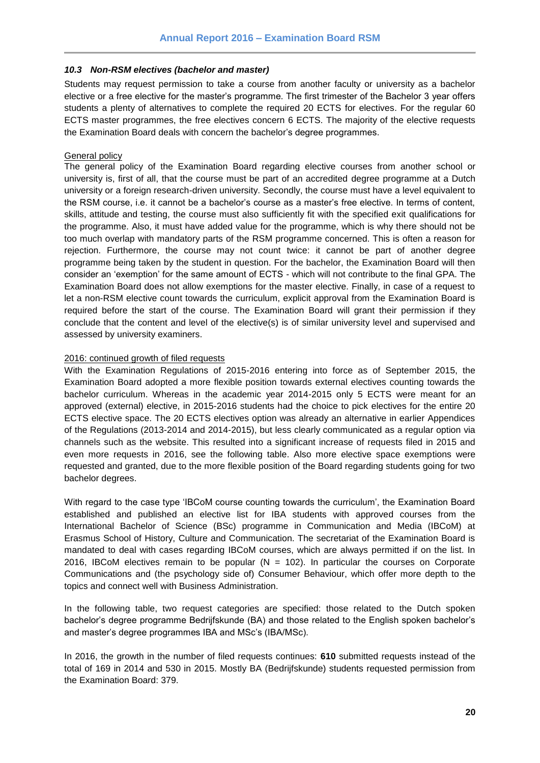### *10.3 Non-RSM electives (bachelor and master)*

Students may request permission to take a course from another faculty or university as a bachelor elective or a free elective for the master's programme. The first trimester of the Bachelor 3 year offers students a plenty of alternatives to complete the required 20 ECTS for electives. For the regular 60 ECTS master programmes, the free electives concern 6 ECTS. The majority of the elective requests the Examination Board deals with concern the bachelor's degree programmes.

<u>General policy</u>

The general policy of the Examination Board regarding elective courses from another school or university is, first of all, that the course must be part of an accredited degree programme at a Dutch university or a foreign research-driven university. Secondly, the course must have a level equivalent to the RSM course, i.e. it cannot be a bachelor's course as a master's free elective. In terms of content, skills, attitude and testing, the course must also sufficiently fit with the specified exit qualifications for the programme. Also, it must have added value for the programme, which is why there should not be too much overlap with mandatory parts of the RSM programme concerned. This is often a reason for rejection. Furthermore, the course may not count twice: it cannot be part of another degree programme being taken by the student in question. For the bachelor, the Examination Board will then consider an 'exemption' for the same amount of ECTS - which will not contribute to the final GPA. The Examination Board does not allow exemptions for the master elective. Finally, in case of a request to let a non-RSM elective count towards the curriculum, explicit approval from the Examination Board is required before the start of the course. The Examination Board will grant their permission if they conclude that the content and level of the elective(s) is of similar university level and supervised and assessed by university examiners.

<u>2016: continued growth of filed requests</u>

With the Examination Regulations of 2015-2016 entering into force as of September 2015, the Examination Board adopted a more flexible position towards external electives counting towards the bachelor curriculum. Whereas in the academic year 2014-2015 only 5 ECTS were meant for an approved (external) elective, in 2015-2016 students had the choice to pick electives for the entire 20 ECTS elective space. The 20 ECTS electives option was already an alternative in earlier Appendices of the Regulations (2013-2014 and 2014-2015), but less clearly communicated as a regular option via channels such as the website. This resulted into a significant increase of requests filed in 2015 and even more requests in 2016, see the following table. Also more elective space exemptions were requested and granted, due to the more flexible position of the Board regarding students going for two bachelor degrees.

With regard to the case type 'IBCoM course counting towards the curriculum', the Examination Board established and published an elective list for IBA students with approved courses from the International Bachelor of Science (BSc) programme in Communication and Media (IBCoM) at Erasmus School of History, Culture and Communication. The secretariat of the Examination Board is mandated to deal with cases regarding IBCoM courses, which are always permitted if on the list. In 2016, IBCoM electives remain to be popular (N = 102). In particular the courses on Corporate Communications and (the psychology side of) Consumer Behaviour, which offer more depth to the topics and connect well with Business Administration.

In the following table, two request categories are specified: those related to the Dutch spoken bachelor's degree programme Bedrijfskunde (BA) and those related to the English spoken bachelor's and master's degree programmes IBA and MSc's (IBA/MSc).

In 2016, the growth in the number of filed requests continues: **610** submitted requests instead of the total of 169 in 2014 and 530 in 2015. Mostly BA (Bedrijfskunde) students requested permission from the Examination Board: 379.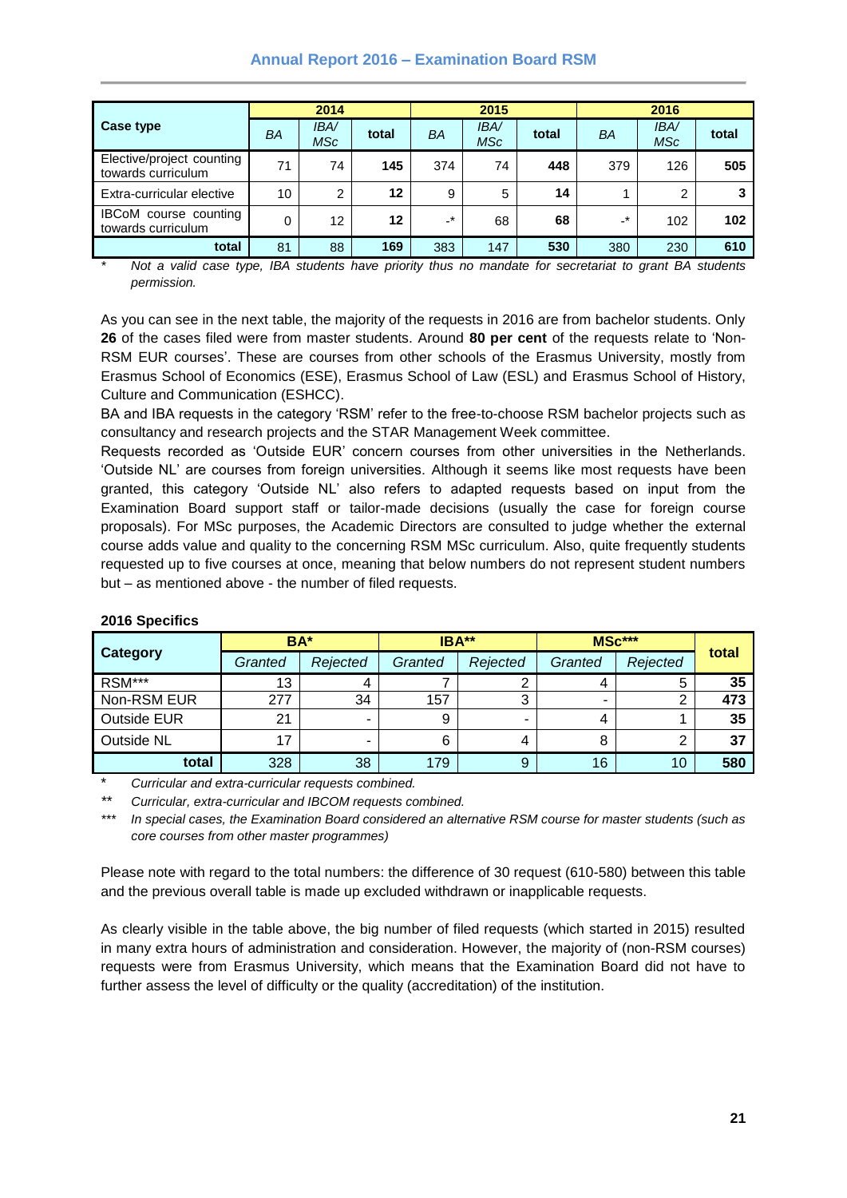| Case type | 2014 | | | 2015 | | | 2016 | | |
|---|---|---|---|---|---|---|---|---|---|
| | *BA* | *IBA/ MSc* | **total** | *BA* | *IBA/ MSc* | **total** | *BA* | *IBA/ MSc* | **total** |
| Elective/project counting towards curriculum | 71 | 74 | **145** | 374 | 74 | **448** | 379 | 126 | **505** |
| Extra-curricular elective | 10 | 2 | **12** | 9 | 5 | **14** | 1 | 2 | **3** |
| IBCoM course counting towards curriculum | 0 | 12 | **12** | -* | 68 | **68** | -* | 102 | **102** |
| **total** | 81 | 88 | **169** | 383 | 147 | **530** | 380 | 230 | **610** |

\* *Not a valid case type, IBA students have priority thus no mandate for secretariat to grant BA students permission.*

As you can see in the next table, the majority of the requests in 2016 are from bachelor students. Only **26** of the cases filed were from master students. Around **80 per cent** of the requests relate to 'Non-RSM EUR courses'. These are courses from other schools of the Erasmus University, mostly from Erasmus School of Economics (ESE), Erasmus School of Law (ESL) and Erasmus School of History, Culture and Communication (ESHCC).

BA and IBA requests in the category 'RSM' refer to the free-to-choose RSM bachelor projects such as consultancy and research projects and the STAR Management Week committee.

Requests recorded as 'Outside EUR' concern courses from other universities in the Netherlands. 'Outside NL' are courses from foreign universities. Although it seems like most requests have been granted, this category 'Outside NL' also refers to adapted requests based on input from the Examination Board support staff or tailor-made decisions (usually the case for foreign course proposals). For MSc purposes, the Academic Directors are consulted to judge whether the external course adds value and quality to the concerning RSM MSc curriculum. Also, quite frequently students requested up to five courses at once, meaning that below numbers do not represent student numbers but – as mentioned above - the number of filed requests.

**2016 Specifics**

| Category | BA* | | IBA** | | MSc*** | | total |
|---|---|---|---|---|---|---|---|
| | *Granted* | *Rejected* | *Granted* | *Rejected* | *Granted* | *Rejected* | |
| RSM*** | 13 | 4 | 7 | 2 | 4 | 5 | **35** |
| Non-RSM EUR | 277 | 34 | 157 | 3 | - | 2 | **473** |
| Outside EUR | 21 | - | 9 | - | 4 | 1 | **35** |
| Outside NL | 17 | - | 6 | 4 | 8 | 2 | **37** |
| **total** | 328 | 38 | 179 | 9 | 16 | 10 | **580** |

\* *Curricular and extra-curricular requests combined.*

\*\* *Curricular, extra-curricular and IBCOM requests combined.*

\*\*\* *In special cases, the Examination Board considered an alternative RSM course for master students (such as core courses from other master programmes)*

Please note with regard to the total numbers: the difference of 30 request (610-580) between this table and the previous overall table is made up excluded withdrawn or inapplicable requests.

As clearly visible in the table above, the big number of filed requests (which started in 2015) resulted in many extra hours of administration and consideration. However, the majority of (non-RSM courses) requests were from Erasmus University, which means that the Examination Board did not have to further assess the level of difficulty or the quality (accreditation) of the institution.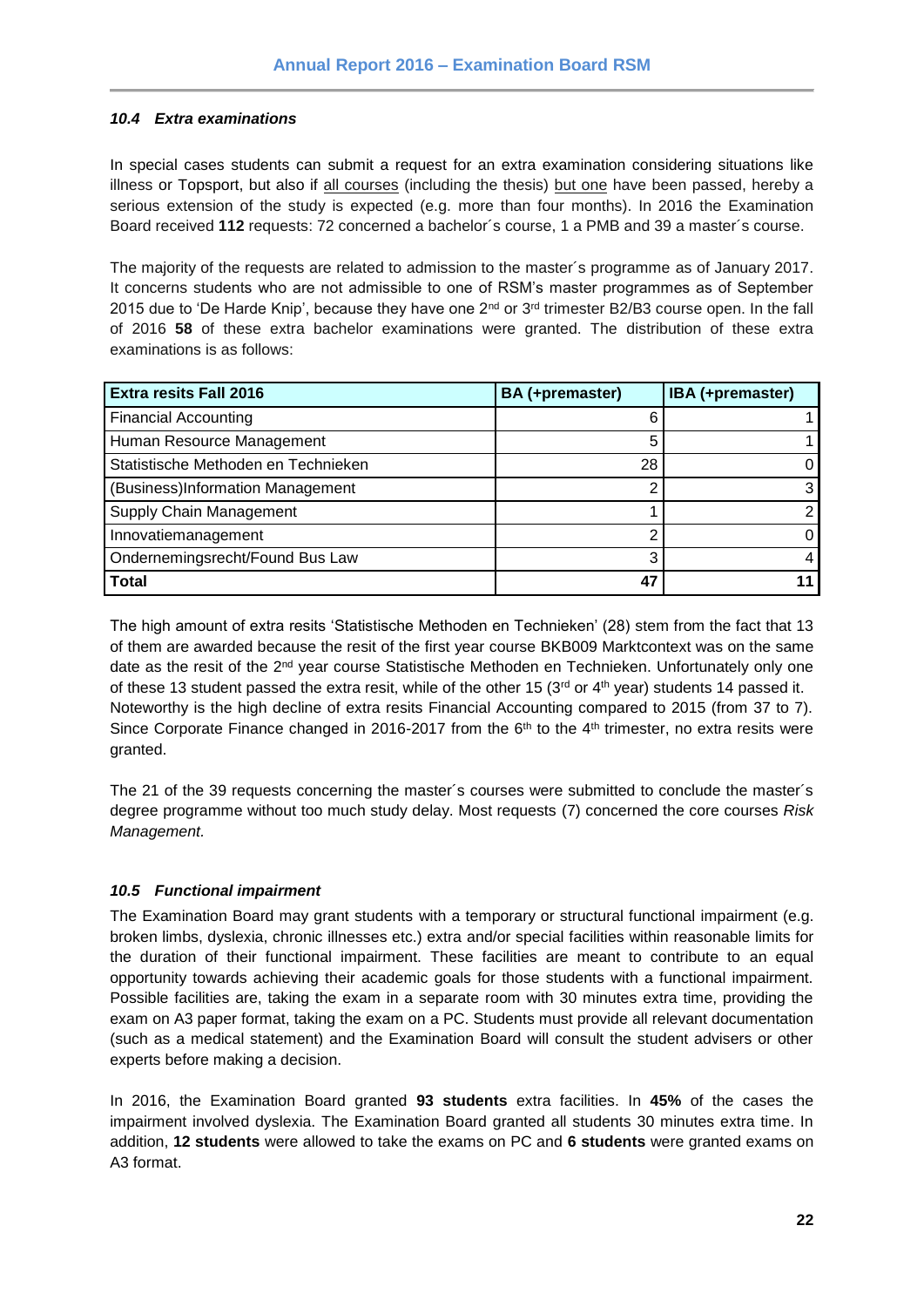### *10.4 Extra examinations*

In special cases students can submit a request for an extra examination considering situations like illness or Topsport, but also if all courses (including the thesis) but one have been passed, hereby a serious extension of the study is expected (e.g. more than four months). In 2016 the Examination Board received **112** requests: 72 concerned a bachelor´s course, 1 a PMB and 39 a master´s course.

The majority of the requests are related to admission to the master´s programme as of January 2017. It concerns students who are not admissible to one of RSM's master programmes as of September 2015 due to 'De Harde Knip', because they have one 2nd or 3rd trimester B2/B3 course open. In the fall of 2016 **58** of these extra bachelor examinations were granted. The distribution of these extra examinations is as follows:

| Extra resits Fall 2016 | BA (+premaster) | IBA (+premaster) |
|---|---|---|
| Financial Accounting | 6 | 1 |
| Human Resource Management | 5 | 1 |
| Statistische Methoden en Technieken | 28 | 0 |
| (Business)Information Management | 2 | 3 |
| Supply Chain Management | 1 | 2 |
| Innovatiemanagement | 2 | 0 |
| Ondernemingsrecht/Found Bus Law | 3 | 4 |
| **Total** | **47** | **11** |

The high amount of extra resits 'Statistische Methoden en Technieken' (28) stem from the fact that 13 of them are awarded because the resit of the first year course BKB009 Marktcontext was on the same date as the resit of the 2nd year course Statistische Methoden en Technieken. Unfortunately only one of these 13 student passed the extra resit, while of the other 15 (3rd or 4th year) students 14 passed it. Noteworthy is the high decline of extra resits Financial Accounting compared to 2015 (from 37 to 7). Since Corporate Finance changed in 2016-2017 from the 6th to the 4th trimester, no extra resits were granted.

The 21 of the 39 requests concerning the master´s courses were submitted to conclude the master´s degree programme without too much study delay. Most requests (7) concerned the core courses *Risk Management.*

### *10.5 Functional impairment*

The Examination Board may grant students with a temporary or structural functional impairment (e.g. broken limbs, dyslexia, chronic illnesses etc.) extra and/or special facilities within reasonable limits for the duration of their functional impairment. These facilities are meant to contribute to an equal opportunity towards achieving their academic goals for those students with a functional impairment. Possible facilities are, taking the exam in a separate room with 30 minutes extra time, providing the exam on A3 paper format, taking the exam on a PC. Students must provide all relevant documentation (such as a medical statement) and the Examination Board will consult the student advisers or other experts before making a decision.

In 2016, the Examination Board granted **93 students** extra facilities. In **45%** of the cases the impairment involved dyslexia. The Examination Board granted all students 30 minutes extra time. In addition, **12 students** were allowed to take the exams on PC and **6 students** were granted exams on A3 format.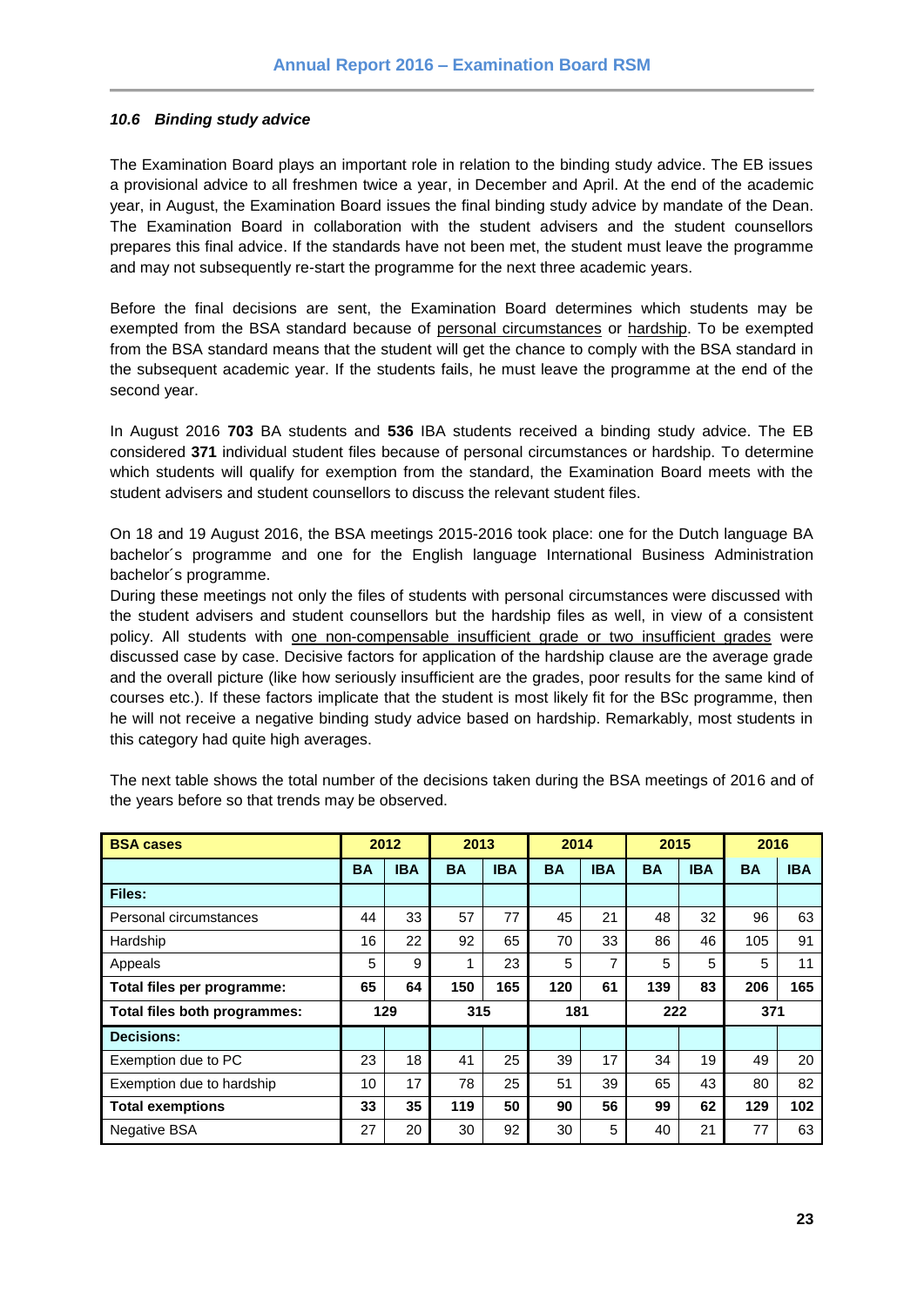### *10.6 Binding study advice*

The Examination Board plays an important role in relation to the binding study advice. The EB issues a provisional advice to all freshmen twice a year, in December and April. At the end of the academic year, in August, the Examination Board issues the final binding study advice by mandate of the Dean. The Examination Board in collaboration with the student advisers and the student counsellors prepares this final advice. If the standards have not been met, the student must leave the programme and may not subsequently re-start the programme for the next three academic years.

Before the final decisions are sent, the Examination Board determines which students may be exempted from the BSA standard because of <u>personal circumstances</u> or <u>hardship</u>. To be exempted from the BSA standard means that the student will get the chance to comply with the BSA standard in the subsequent academic year. If the students fails, he must leave the programme at the end of the second year.

In August 2016 **703** BA students and **536** IBA students received a binding study advice. The EB considered **371** individual student files because of personal circumstances or hardship. To determine which students will qualify for exemption from the standard, the Examination Board meets with the student advisers and student counsellors to discuss the relevant student files.

On 18 and 19 August 2016, the BSA meetings 2015-2016 took place: one for the Dutch language BA bachelor´s programme and one for the English language International Business Administration bachelor´s programme.
During these meetings not only the files of students with personal circumstances were discussed with the student advisers and student counsellors but the hardship files as well, in view of a consistent policy. All students with <u>one non-compensable insufficient grade or two insufficient grades</u> were discussed case by case. Decisive factors for application of the hardship clause are the average grade and the overall picture (like how seriously insufficient are the grades, poor results for the same kind of courses etc.). If these factors implicate that the student is most likely fit for the BSc programme, then he will not receive a negative binding study advice based on hardship. Remarkably, most students in this category had quite high averages.

The next table shows the total number of the decisions taken during the BSA meetings of 2016 and of the years before so that trends may be observed.

| **BSA cases** | **2012** | | **2013** | | **2014** | | **2015** | | **2016** | |
|---|---|---|---|---|---|---|---|---|---|---|
| | **BA** | **IBA** | **BA** | **IBA** | **BA** | **IBA** | **BA** | **IBA** | **BA** | **IBA** |
| **Files:** | | | | | | | | | | |
| Personal circumstances | 44 | 33 | 57 | 77 | 45 | 21 | 48 | 32 | 96 | 63 |
| Hardship | 16 | 22 | 92 | 65 | 70 | 33 | 86 | 46 | 105 | 91 |
| Appeals | 5 | 9 | 1 | 23 | 5 | 7 | 5 | 5 | 5 | 11 |
| **Total files per programme:** | **65** | **64** | **150** | **165** | **120** | **61** | **139** | **83** | **206** | **165** |
| **Total files both programmes:** | **129** | | **315** | | **181** | | **222** | | **371** | |
| **Decisions:** | | | | | | | | | | |
| Exemption due to PC | 23 | 18 | 41 | 25 | 39 | 17 | 34 | 19 | 49 | 20 |
| Exemption due to hardship | 10 | 17 | 78 | 25 | 51 | 39 | 65 | 43 | 80 | 82 |
| **Total exemptions** | **33** | **35** | **119** | **50** | **90** | **56** | **99** | **62** | **129** | **102** |
| Negative BSA | 27 | 20 | 30 | 92 | 30 | 5 | 40 | 21 | 77 | 63 |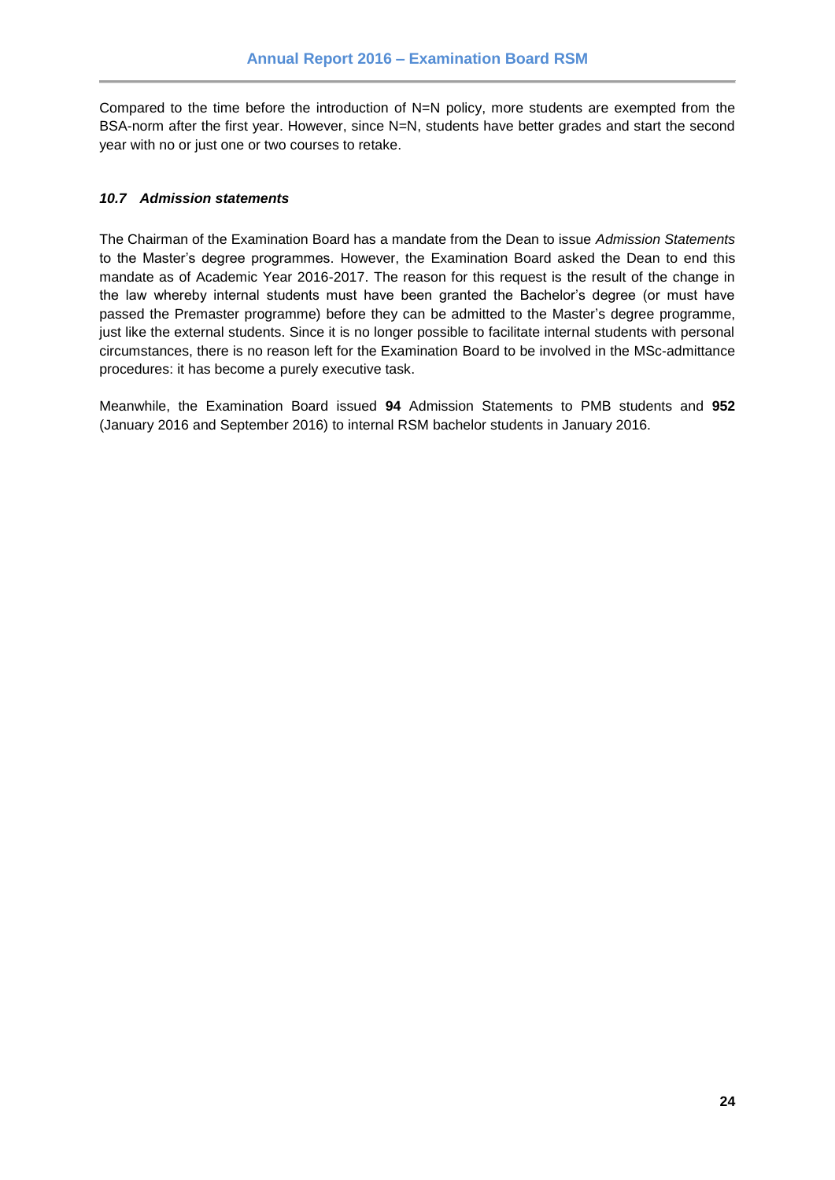Compared to the time before the introduction of N=N policy, more students are exempted from the BSA-norm after the first year. However, since N=N, students have better grades and start the second year with no or just one or two courses to retake.

### *10.7 Admission statements*

The Chairman of the Examination Board has a mandate from the Dean to issue *Admission Statements* to the Master's degree programmes. However, the Examination Board asked the Dean to end this mandate as of Academic Year 2016-2017. The reason for this request is the result of the change in the law whereby internal students must have been granted the Bachelor's degree (or must have passed the Premaster programme) before they can be admitted to the Master's degree programme, just like the external students. Since it is no longer possible to facilitate internal students with personal circumstances, there is no reason left for the Examination Board to be involved in the MSc-admittance procedures: it has become a purely executive task.

Meanwhile, the Examination Board issued **94** Admission Statements to PMB students and **952** (January 2016 and September 2016) to internal RSM bachelor students in January 2016.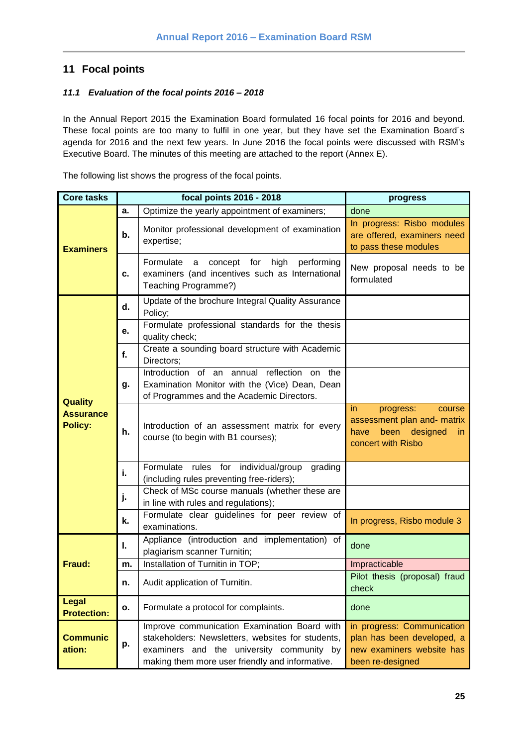## 11 Focal points

### *11.1 Evaluation of the focal points 2016 – 2018*

In the Annual Report 2015 the Examination Board formulated 16 focal points for 2016 and beyond. These focal points are too many to fulfil in one year, but they have set the Examination Board´s agenda for 2016 and the next few years. In June 2016 the focal points were discussed with RSM's Executive Board. The minutes of this meeting are attached to the report (Annex E).

The following list shows the progress of the focal points.

| Core tasks | | focal points 2016 - 2018 | progress |
|---|---|---|---|
| **Examiners** | **a.** | Optimize the yearly appointment of examiners; | done |
| | **b.** | Monitor professional development of examination expertise; | In progress: Risbo modules are offered, examiners need to pass these modules |
| | **c.** | Formulate a concept for high performing examiners (and incentives such as International Teaching Programme?) | New proposal needs to be formulated |
| **Quality Assurance Policy:** | **d.** | Update of the brochure Integral Quality Assurance Policy; | |
| | **e.** | Formulate professional standards for the thesis quality check; | |
| | **f.** | Create a sounding board structure with Academic Directors; | |
| | **g.** | Introduction of an annual reflection on the Examination Monitor with the (Vice) Dean, Dean of Programmes and the Academic Directors. | |
| | **h.** | Introduction of an assessment matrix for every course (to begin with B1 courses); | in progress: course assessment plan and- matrix have been designed in concert with Risbo |
| | **i.** | Formulate rules for individual/group grading (including rules preventing free-riders); | |
| | **j.** | Check of MSc course manuals (whether these are in line with rules and regulations); | |
| | **k.** | Formulate clear guidelines for peer review of examinations. | In progress, Risbo module 3 |
| **Fraud:** | **l.** | Appliance (introduction and implementation) of plagiarism scanner Turnitin; | done |
| | **m.** | Installation of Turnitin in TOP; | Impracticable |
| | **n.** | Audit application of Turnitin. | Pilot thesis (proposal) fraud check |
| **Legal Protection:** | **o.** | Formulate a protocol for complaints. | done |
| **Communication:** | **p.** | Improve communication Examination Board with stakeholders: Newsletters, websites for students, examiners and the university community by making them more user friendly and informative. | in progress: Communication plan has been developed, a new examiners website has been re-designed |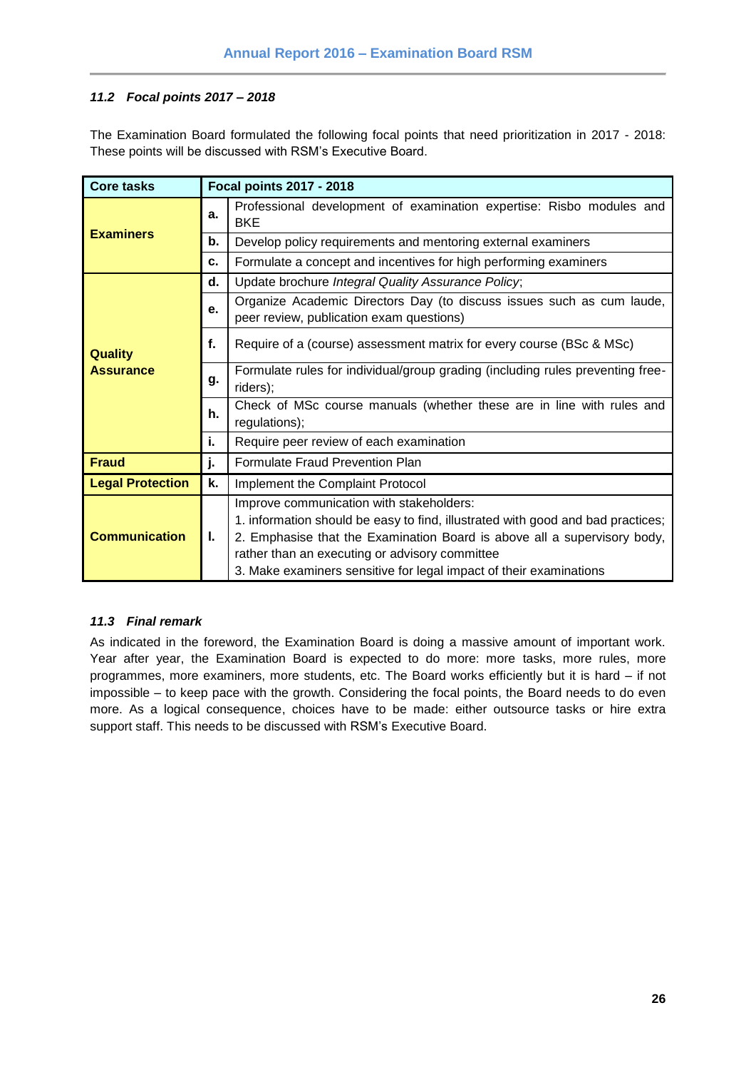### *11.2 Focal points 2017 – 2018*

The Examination Board formulated the following focal points that need prioritization in 2017 - 2018: These points will be discussed with RSM's Executive Board.

| Core tasks | Focal points 2017 - 2018 | |
|---|---|---|
| **Examiners** | **a.** | Professional development of examination expertise: Risbo modules and BKE |
| | **b.** | Develop policy requirements and mentoring external examiners |
| | **c.** | Formulate a concept and incentives for high performing examiners |
| **Quality Assurance** | **d.** | Update brochure *Integral Quality Assurance Policy*; |
| | **e.** | Organize Academic Directors Day (to discuss issues such as cum laude, peer review, publication exam questions) |
| | **f.** | Require of a (course) assessment matrix for every course (BSc & MSc) |
| | **g.** | Formulate rules for individual/group grading (including rules preventing free-riders); |
| | **h.** | Check of MSc course manuals (whether these are in line with rules and regulations); |
| | **i.** | Require peer review of each examination |
| **Fraud** | **j.** | Formulate Fraud Prevention Plan |
| **Legal Protection** | **k.** | Implement the Complaint Protocol |
| **Communication** | **l.** | Improve communication with stakeholders:<br>1. information should be easy to find, illustrated with good and bad practices;<br>2. Emphasise that the Examination Board is above all a supervisory body, rather than an executing or advisory committee<br>3. Make examiners sensitive for legal impact of their examinations |

### *11.3 Final remark*

As indicated in the foreword, the Examination Board is doing a massive amount of important work. Year after year, the Examination Board is expected to do more: more tasks, more rules, more programmes, more examiners, more students, etc. The Board works efficiently but it is hard – if not impossible – to keep pace with the growth. Considering the focal points, the Board needs to do even more. As a logical consequence, choices have to be made: either outsource tasks or hire extra support staff. This needs to be discussed with RSM's Executive Board.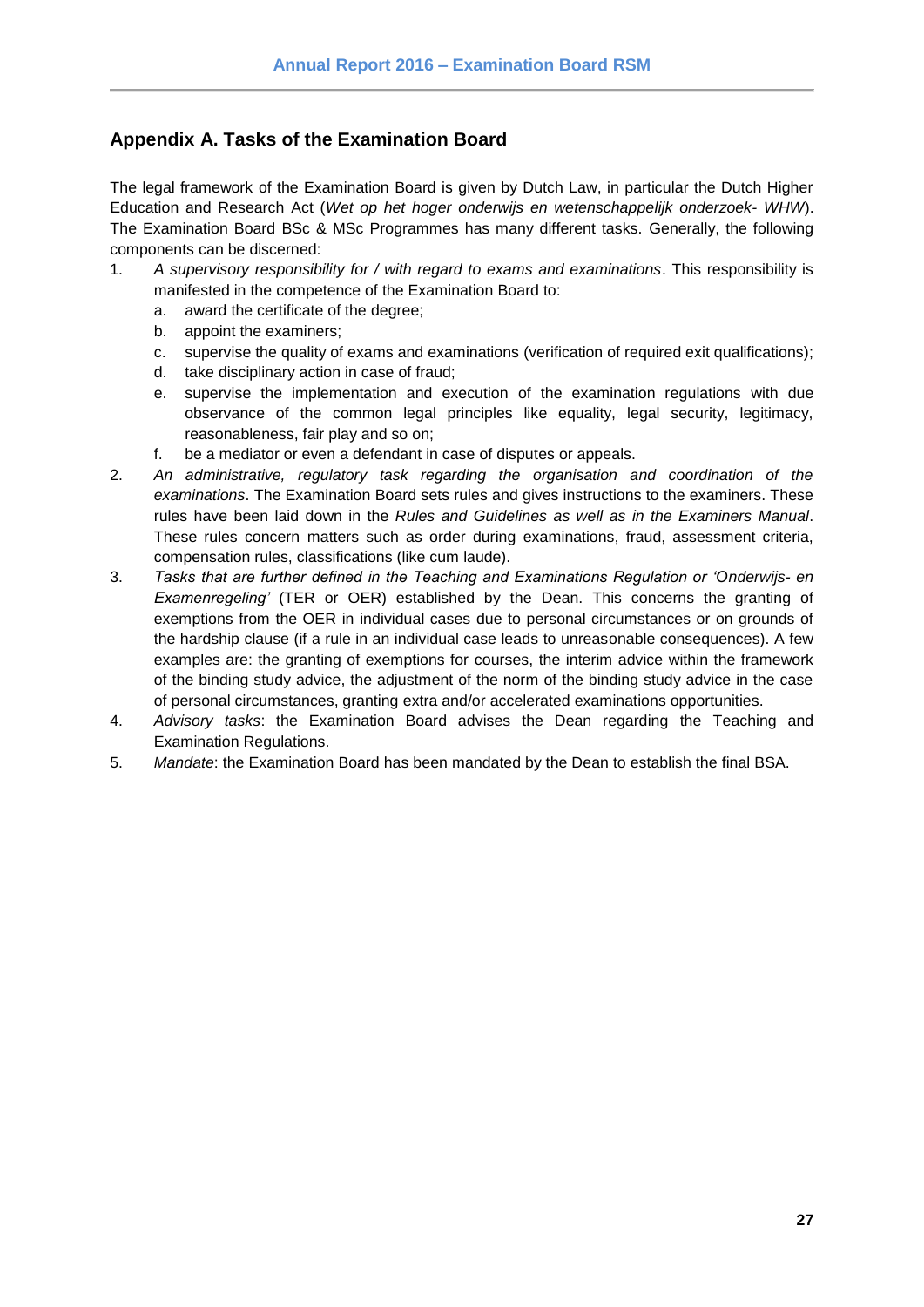## Appendix A. Tasks of the Examination Board

The legal framework of the Examination Board is given by Dutch Law, in particular the Dutch Higher Education and Research Act (*Wet op het hoger onderwijs en wetenschappelijk onderzoek- WHW*). The Examination Board BSc & MSc Programmes has many different tasks. Generally, the following components can be discerned:

1. *A supervisory responsibility for / with regard to exams and examinations*. This responsibility is manifested in the competence of the Examination Board to:
   a. award the certificate of the degree;
   b. appoint the examiners;
   c. supervise the quality of exams and examinations (verification of required exit qualifications);
   d. take disciplinary action in case of fraud;
   e. supervise the implementation and execution of the examination regulations with due observance of the common legal principles like equality, legal security, legitimacy, reasonableness, fair play and so on;
   f. be a mediator or even a defendant in case of disputes or appeals.
2. *An administrative, regulatory task regarding the organisation and coordination of the examinations*. The Examination Board sets rules and gives instructions to the examiners. These rules have been laid down in the *Rules and Guidelines as well as in the Examiners Manual*. These rules concern matters such as order during examinations, fraud, assessment criteria, compensation rules, classifications (like cum laude).
3. *Tasks that are further defined in the Teaching and Examinations Regulation or 'Onderwijs- en Examenregeling'* (TER or OER) established by the Dean. This concerns the granting of exemptions from the OER in <u>individual cases</u> due to personal circumstances or on grounds of the hardship clause (if a rule in an individual case leads to unreasonable consequences). A few examples are: the granting of exemptions for courses, the interim advice within the framework of the binding study advice, the adjustment of the norm of the binding study advice in the case of personal circumstances, granting extra and/or accelerated examinations opportunities.
4. *Advisory tasks*: the Examination Board advises the Dean regarding the Teaching and Examination Regulations.
5. *Mandate*: the Examination Board has been mandated by the Dean to establish the final BSA.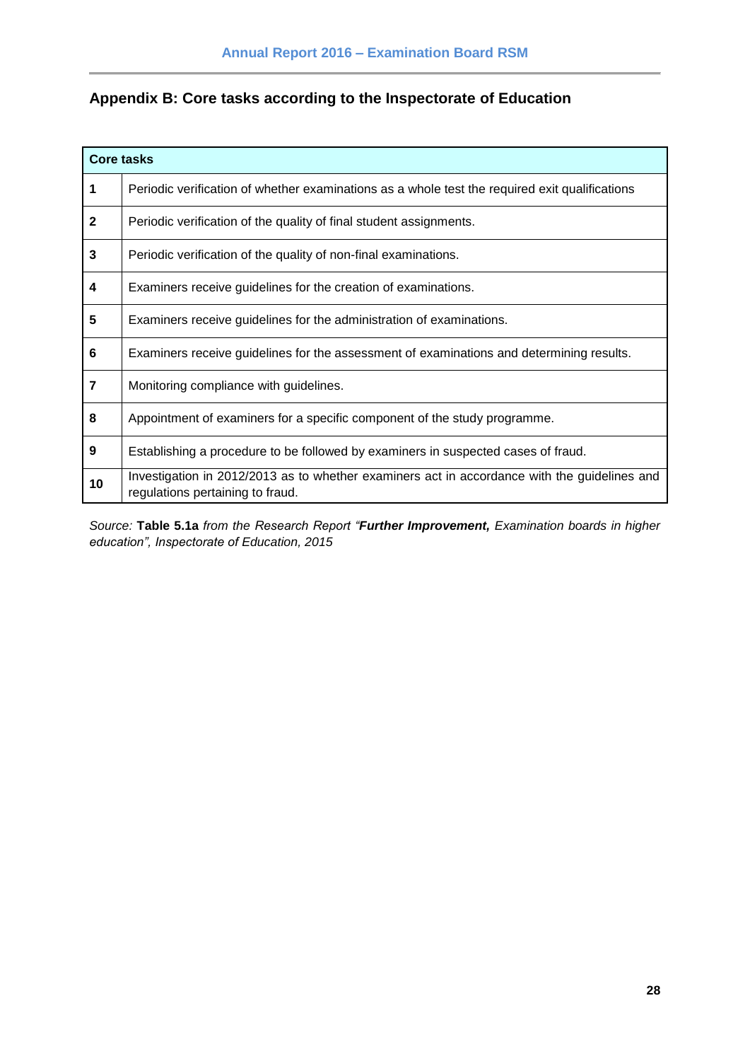## Appendix B: Core tasks according to the Inspectorate of Education

| **Core tasks** | |
|---|---|
| **1** | Periodic verification of whether examinations as a whole test the required exit qualifications |
| **2** | Periodic verification of the quality of final student assignments. |
| **3** | Periodic verification of the quality of non-final examinations. |
| **4** | Examiners receive guidelines for the creation of examinations. |
| **5** | Examiners receive guidelines for the administration of examinations. |
| **6** | Examiners receive guidelines for the assessment of examinations and determining results. |
| **7** | Monitoring compliance with guidelines. |
| **8** | Appointment of examiners for a specific component of the study programme. |
| **9** | Establishing a procedure to be followed by examiners in suspected cases of fraud. |
| **10** | Investigation in 2012/2013 as to whether examiners act in accordance with the guidelines and regulations pertaining to fraud. |

*Source:* **Table 5.1a** *from the Research Report "**Further Improvement,** Examination boards in higher education", Inspectorate of Education, 2015*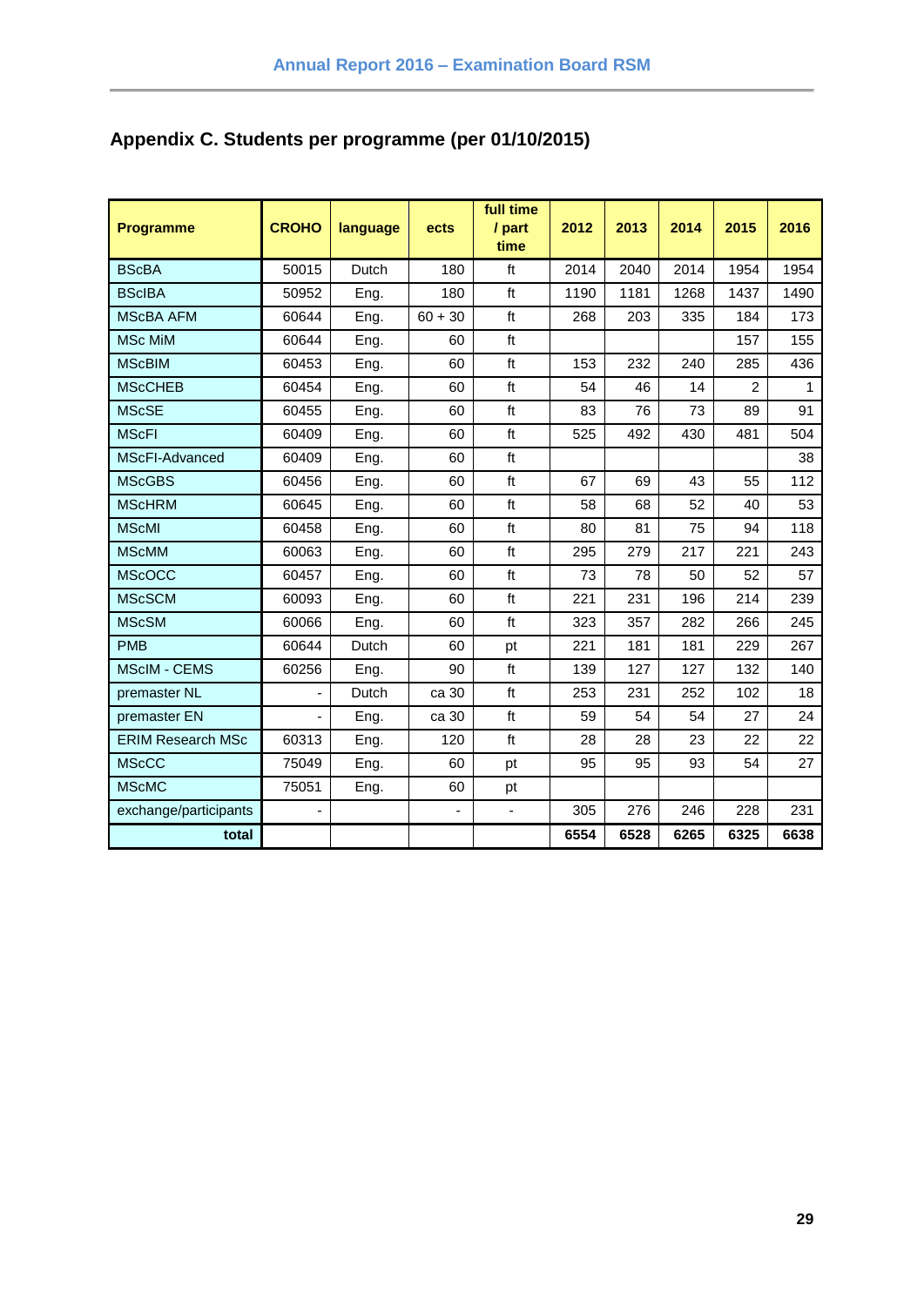## Appendix C. Students per programme (per 01/10/2015)

| Programme | CROHO | language | ects | full time / part time | 2012 | 2013 | 2014 | 2015 | 2016 |
|---|---|---|---|---|---|---|---|---|---|
| BScBA | 50015 | Dutch | 180 | ft | 2014 | 2040 | 2014 | 1954 | 1954 |
| BScIBA | 50952 | Eng. | 180 | ft | 1190 | 1181 | 1268 | 1437 | 1490 |
| MScBA AFM | 60644 | Eng. | 60 + 30 | ft | 268 | 203 | 335 | 184 | 173 |
| MSc MiM | 60644 | Eng. | 60 | ft | | | | 157 | 155 |
| MScBIM | 60453 | Eng. | 60 | ft | 153 | 232 | 240 | 285 | 436 |
| MScCHEB | 60454 | Eng. | 60 | ft | 54 | 46 | 14 | 2 | 1 |
| MScSE | 60455 | Eng. | 60 | ft | 83 | 76 | 73 | 89 | 91 |
| MScFI | 60409 | Eng. | 60 | ft | 525 | 492 | 430 | 481 | 504 |
| MScFI-Advanced | 60409 | Eng. | 60 | ft | | | | | 38 |
| MScGBS | 60456 | Eng. | 60 | ft | 67 | 69 | 43 | 55 | 112 |
| MScHRM | 60645 | Eng. | 60 | ft | 58 | 68 | 52 | 40 | 53 |
| MScMI | 60458 | Eng. | 60 | ft | 80 | 81 | 75 | 94 | 118 |
| MScMM | 60063 | Eng. | 60 | ft | 295 | 279 | 217 | 221 | 243 |
| MScOCC | 60457 | Eng. | 60 | ft | 73 | 78 | 50 | 52 | 57 |
| MScSCM | 60093 | Eng. | 60 | ft | 221 | 231 | 196 | 214 | 239 |
| MScSM | 60066 | Eng. | 60 | ft | 323 | 357 | 282 | 266 | 245 |
| PMB | 60644 | Dutch | 60 | pt | 221 | 181 | 181 | 229 | 267 |
| MScIM - CEMS | 60256 | Eng. | 90 | ft | 139 | 127 | 127 | 132 | 140 |
| premaster NL | - | Dutch | ca 30 | ft | 253 | 231 | 252 | 102 | 18 |
| premaster EN | - | Eng. | ca 30 | ft | 59 | 54 | 54 | 27 | 24 |
| ERIM Research MSc | 60313 | Eng. | 120 | ft | 28 | 28 | 23 | 22 | 22 |
| MScCC | 75049 | Eng. | 60 | pt | 95 | 95 | 93 | 54 | 27 |
| MScMC | 75051 | Eng. | 60 | pt | | | | | |
| exchange/participants | - | | - | - | 305 | 276 | 246 | 228 | 231 |
| **total** | | | | | **6554** | **6528** | **6265** | **6325** | **6638** |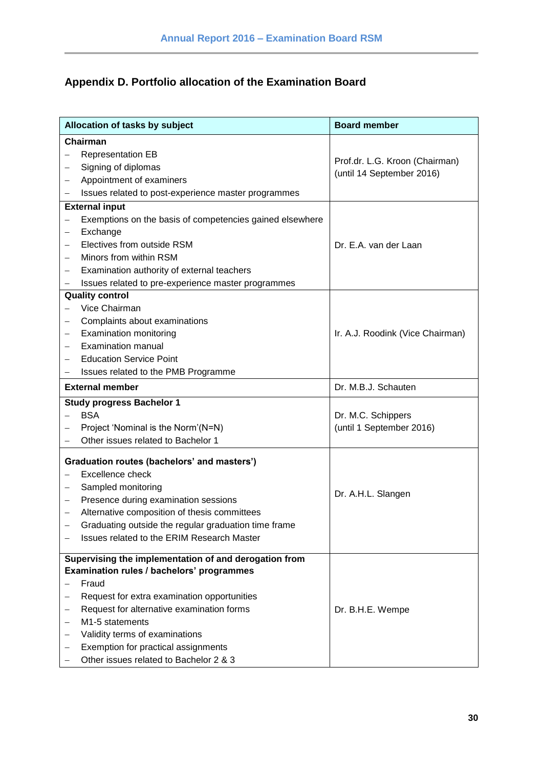## Appendix D. Portfolio allocation of the Examination Board

| Allocation of tasks by subject | Board member |
|---|---|
| **Chairman**<br>– Representation EB<br>– Signing of diplomas<br>– Appointment of examiners<br>– Issues related to post-experience master programmes | Prof.dr. L.G. Kroon (Chairman) (until 14 September 2016) |
| **External input**<br>– Exemptions on the basis of competencies gained elsewhere<br>– Exchange<br>– Electives from outside RSM<br>– Minors from within RSM<br>– Examination authority of external teachers<br>– Issues related to pre-experience master programmes | Dr. E.A. van der Laan |
| **Quality control**<br>– Vice Chairman<br>– Complaints about examinations<br>– Examination monitoring<br>– Examination manual<br>– Education Service Point<br>– Issues related to the PMB Programme | Ir. A.J. Roodink (Vice Chairman) |
| **External member** | Dr. M.B.J. Schauten |
| **Study progress Bachelor 1**<br>– BSA<br>– Project 'Nominal is the Norm'(N=N)<br>– Other issues related to Bachelor 1 | Dr. M.C. Schippers (until 1 September 2016) |
| **Graduation routes (bachelors' and masters')**<br>– Excellence check<br>– Sampled monitoring<br>– Presence during examination sessions<br>– Alternative composition of thesis committees<br>– Graduating outside the regular graduation time frame<br>– Issues related to the ERIM Research Master | Dr. A.H.L. Slangen |
| **Supervising the implementation of and derogation from Examination rules / bachelors' programmes**<br>– Fraud<br>– Request for extra examination opportunities<br>– Request for alternative examination forms<br>– M1-5 statements<br>– Validity terms of examinations<br>– Exemption for practical assignments<br>– Other issues related to Bachelor 2 & 3 | Dr. B.H.E. Wempe |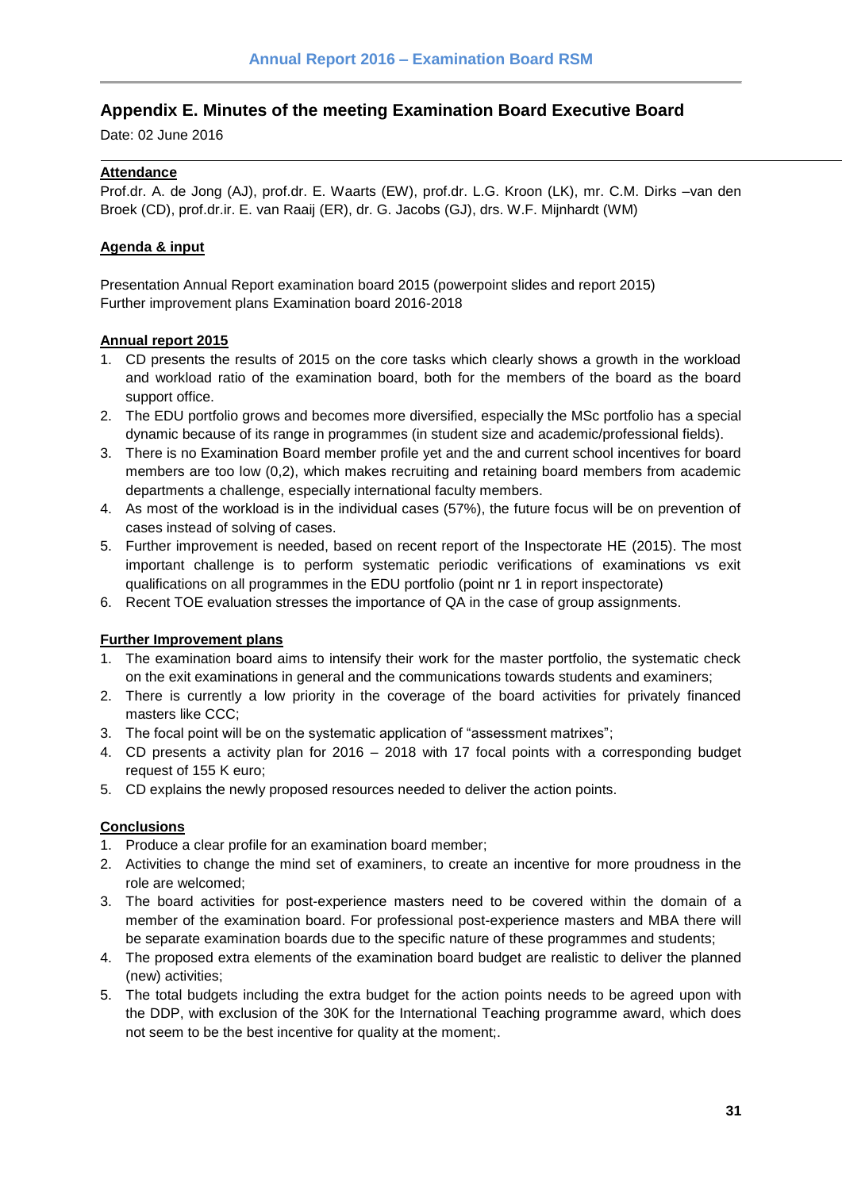## Appendix E. Minutes of the meeting Examination Board Executive Board

Date: 02 June 2016

**Attendance**

Prof.dr. A. de Jong (AJ), prof.dr. E. Waarts (EW), prof.dr. L.G. Kroon (LK), mr. C.M. Dirks –van den Broek (CD), prof.dr.ir. E. van Raaij (ER), dr. G. Jacobs (GJ), drs. W.F. Mijnhardt (WM)

**Agenda & input**

Presentation Annual Report examination board 2015 (powerpoint slides and report 2015)
Further improvement plans Examination board 2016-2018

**Annual report 2015**

1. CD presents the results of 2015 on the core tasks which clearly shows a growth in the workload and workload ratio of the examination board, both for the members of the board as the board support office.
2. The EDU portfolio grows and becomes more diversified, especially the MSc portfolio has a special dynamic because of its range in programmes (in student size and academic/professional fields).
3. There is no Examination Board member profile yet and the and current school incentives for board members are too low (0,2), which makes recruiting and retaining board members from academic departments a challenge, especially international faculty members.
4. As most of the workload is in the individual cases (57%), the future focus will be on prevention of cases instead of solving of cases.
5. Further improvement is needed, based on recent report of the Inspectorate HE (2015). The most important challenge is to perform systematic periodic verifications of examinations vs exit qualifications on all programmes in the EDU portfolio (point nr 1 in report inspectorate)
6. Recent TOE evaluation stresses the importance of QA in the case of group assignments.

**Further Improvement plans**

1. The examination board aims to intensify their work for the master portfolio, the systematic check on the exit examinations in general and the communications towards students and examiners;
2. There is currently a low priority in the coverage of the board activities for privately financed masters like CCC;
3. The focal point will be on the systematic application of "assessment matrixes";
4. CD presents a activity plan for 2016 – 2018 with 17 focal points with a corresponding budget request of 155 K euro;
5. CD explains the newly proposed resources needed to deliver the action points.

**Conclusions**

1. Produce a clear profile for an examination board member;
2. Activities to change the mind set of examiners, to create an incentive for more proudness in the role are welcomed;
3. The board activities for post-experience masters need to be covered within the domain of a member of the examination board. For professional post-experience masters and MBA there will be separate examination boards due to the specific nature of these programmes and students;
4. The proposed extra elements of the examination board budget are realistic to deliver the planned (new) activities;
5. The total budgets including the extra budget for the action points needs to be agreed upon with the DDP, with exclusion of the 30K for the International Teaching programme award, which does not seem to be the best incentive for quality at the moment;.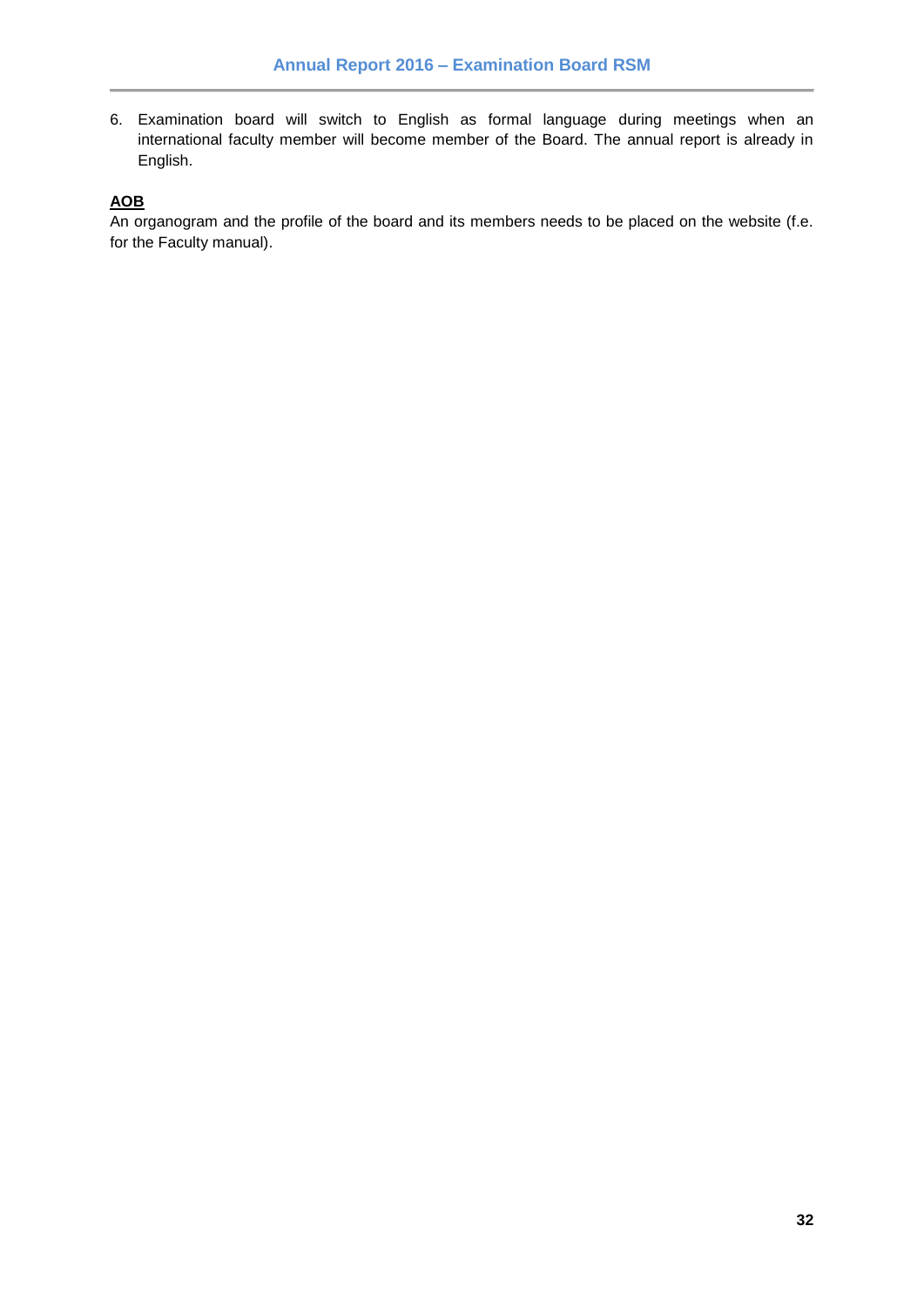6. Examination board will switch to English as formal language during meetings when an international faculty member will become member of the Board. The annual report is already in English.

**AOB**

An organogram and the profile of the board and its members needs to be placed on the website (f.e. for the Faculty manual).